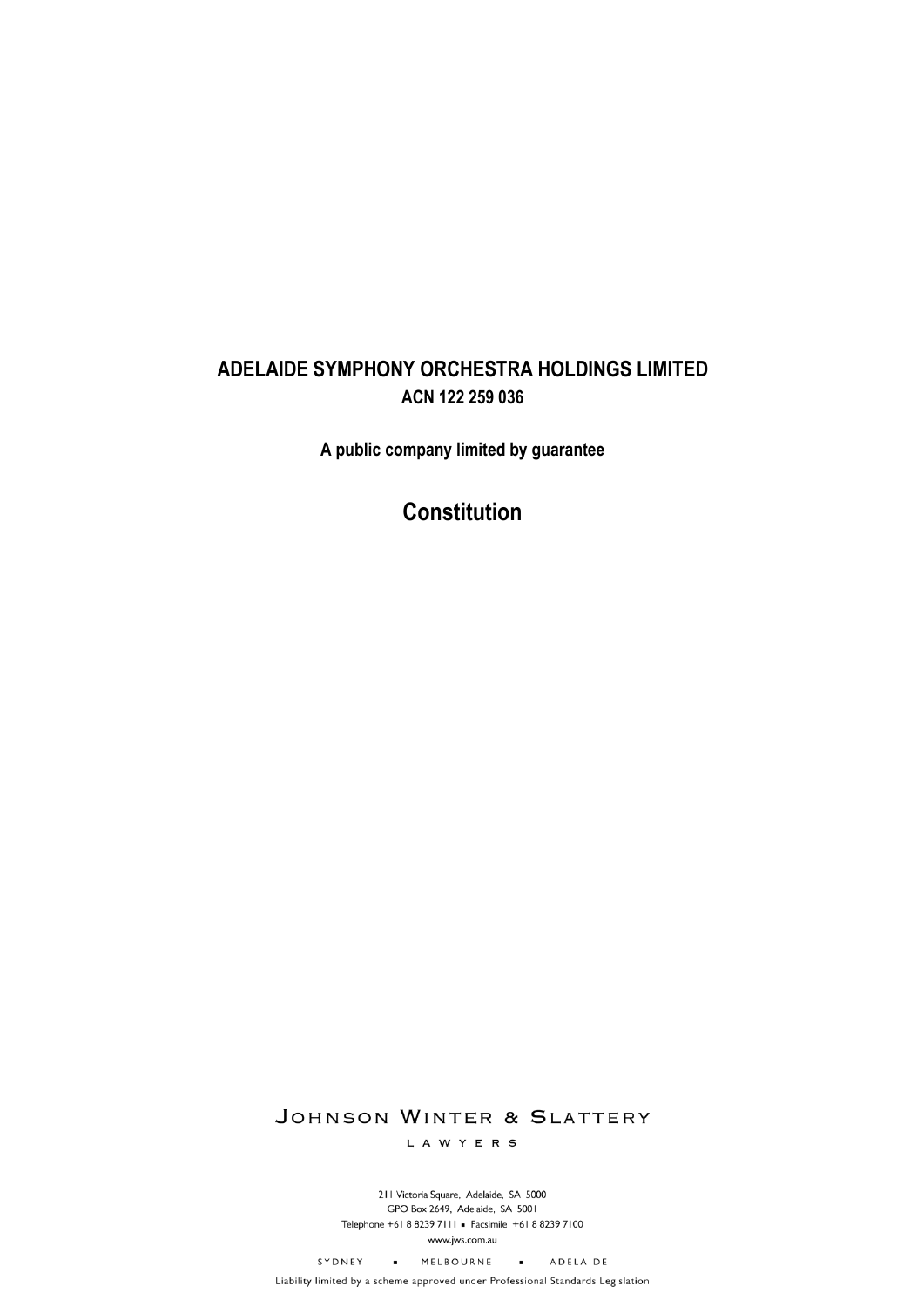# ADELAIDE SYMPHONY ORCHESTRA HOLDINGS LIMITED

**ACN 122 259 036**

**A public company limited by guarantee**

## Constitution

JOHNSON WINTER & SLATTERY

LAWYERS

211 Victoria Square, Adelaide, SA 5000
GPO Box 2649, Adelaide, SA 5001
Telephone +61 8 8239 7111 ▪ Facsimile +61 8 8239 7100
www.jws.com.au

SYDNEY ▪ MELBOURNE ▪ ADELAIDE

Liability limited by a scheme approved under Professional Standards Legislation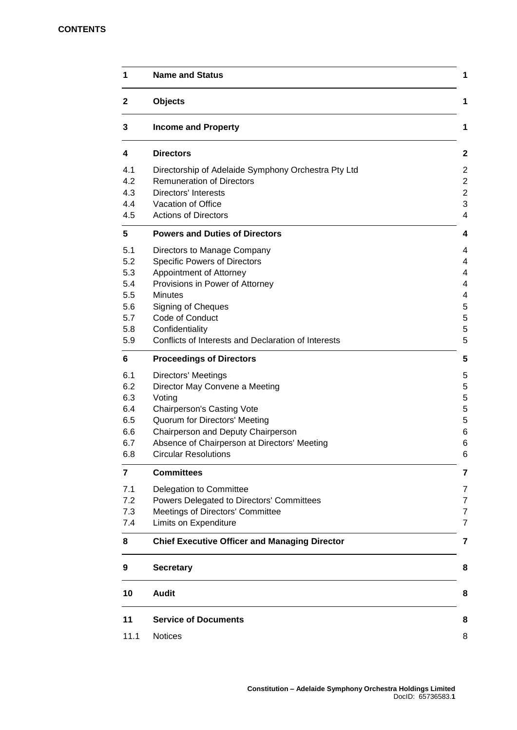**CONTENTS**

| | | |
|---|---|---|
| **1** | **Name and Status** | **1** |
| **2** | **Objects** | **1** |
| **3** | **Income and Property** | **1** |
| **4** | **Directors** | **2** |
| 4.1 | Directorship of Adelaide Symphony Orchestra Pty Ltd | 2 |
| 4.2 | Remuneration of Directors | 2 |
| 4.3 | Directors' Interests | 2 |
| 4.4 | Vacation of Office | 3 |
| 4.5 | Actions of Directors | 4 |
| **5** | **Powers and Duties of Directors** | **4** |
| 5.1 | Directors to Manage Company | 4 |
| 5.2 | Specific Powers of Directors | 4 |
| 5.3 | Appointment of Attorney | 4 |
| 5.4 | Provisions in Power of Attorney | 4 |
| 5.5 | Minutes | 4 |
| 5.6 | Signing of Cheques | 5 |
| 5.7 | Code of Conduct | 5 |
| 5.8 | Confidentiality | 5 |
| 5.9 | Conflicts of Interests and Declaration of Interests | 5 |
| **6** | **Proceedings of Directors** | **5** |
| 6.1 | Directors' Meetings | 5 |
| 6.2 | Director May Convene a Meeting | 5 |
| 6.3 | Voting | 5 |
| 6.4 | Chairperson's Casting Vote | 5 |
| 6.5 | Quorum for Directors' Meeting | 5 |
| 6.6 | Chairperson and Deputy Chairperson | 6 |
| 6.7 | Absence of Chairperson at Directors' Meeting | 6 |
| 6.8 | Circular Resolutions | 6 |
| **7** | **Committees** | **7** |
| 7.1 | Delegation to Committee | 7 |
| 7.2 | Powers Delegated to Directors' Committees | 7 |
| 7.3 | Meetings of Directors' Committee | 7 |
| 7.4 | Limits on Expenditure | 7 |
| **8** | **Chief Executive Officer and Managing Director** | **7** |
| **9** | **Secretary** | **8** |
| **10** | **Audit** | **8** |
| **11** | **Service of Documents** | **8** |
| 11.1 | Notices | 8 |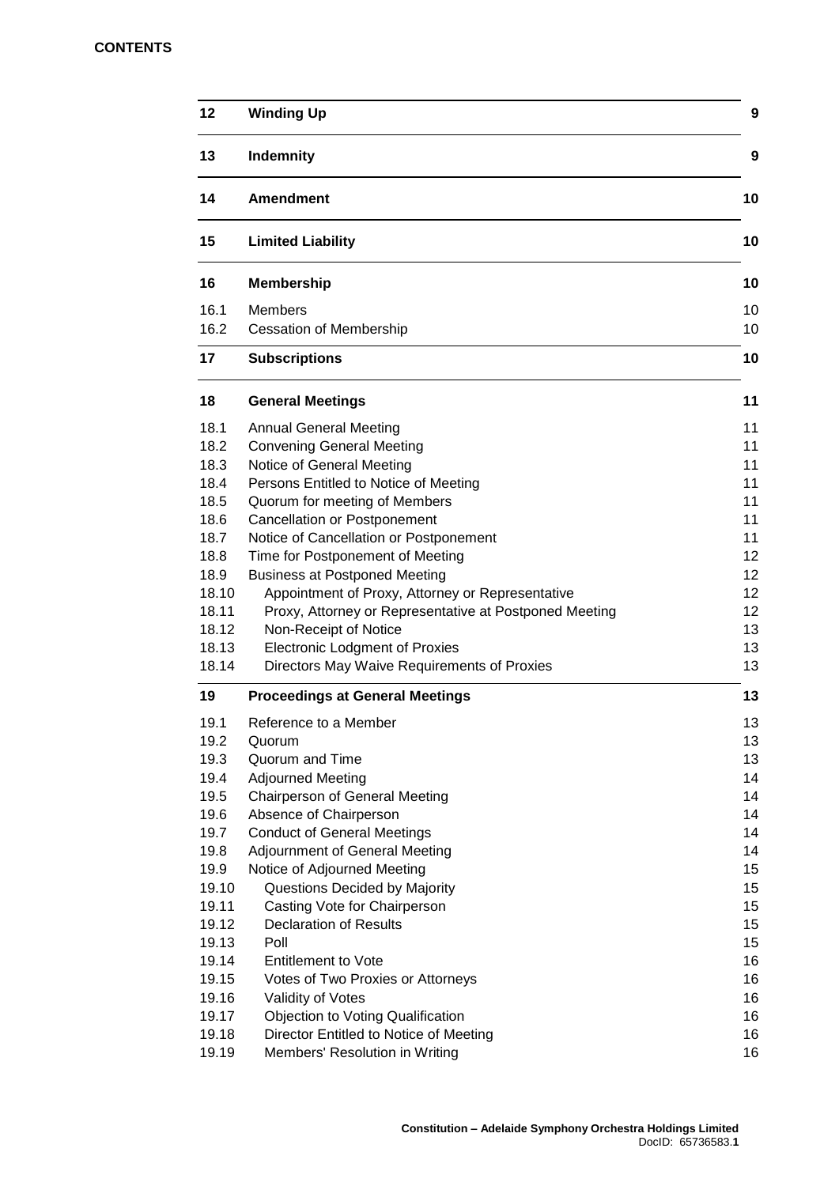**CONTENTS**

| | | |
|---|---|---|
| **12** | **Winding Up** | **9** |
| **13** | **Indemnity** | **9** |
| **14** | **Amendment** | **10** |
| **15** | **Limited Liability** | **10** |
| **16** | **Membership** | **10** |
| 16.1 | Members | 10 |
| 16.2 | Cessation of Membership | 10 |
| **17** | **Subscriptions** | **10** |
| **18** | **General Meetings** | **11** |
| 18.1 | Annual General Meeting | 11 |
| 18.2 | Convening General Meeting | 11 |
| 18.3 | Notice of General Meeting | 11 |
| 18.4 | Persons Entitled to Notice of Meeting | 11 |
| 18.5 | Quorum for meeting of Members | 11 |
| 18.6 | Cancellation or Postponement | 11 |
| 18.7 | Notice of Cancellation or Postponement | 11 |
| 18.8 | Time for Postponement of Meeting | 12 |
| 18.9 | Business at Postponed Meeting | 12 |
| 18.10 | Appointment of Proxy, Attorney or Representative | 12 |
| 18.11 | Proxy, Attorney or Representative at Postponed Meeting | 12 |
| 18.12 | Non-Receipt of Notice | 13 |
| 18.13 | Electronic Lodgment of Proxies | 13 |
| 18.14 | Directors May Waive Requirements of Proxies | 13 |
| **19** | **Proceedings at General Meetings** | **13** |
| 19.1 | Reference to a Member | 13 |
| 19.2 | Quorum | 13 |
| 19.3 | Quorum and Time | 13 |
| 19.4 | Adjourned Meeting | 14 |
| 19.5 | Chairperson of General Meeting | 14 |
| 19.6 | Absence of Chairperson | 14 |
| 19.7 | Conduct of General Meetings | 14 |
| 19.8 | Adjournment of General Meeting | 14 |
| 19.9 | Notice of Adjourned Meeting | 15 |
| 19.10 | Questions Decided by Majority | 15 |
| 19.11 | Casting Vote for Chairperson | 15 |
| 19.12 | Declaration of Results | 15 |
| 19.13 | Poll | 15 |
| 19.14 | Entitlement to Vote | 16 |
| 19.15 | Votes of Two Proxies or Attorneys | 16 |
| 19.16 | Validity of Votes | 16 |
| 19.17 | Objection to Voting Qualification | 16 |
| 19.18 | Director Entitled to Notice of Meeting | 16 |
| 19.19 | Members' Resolution in Writing | 16 |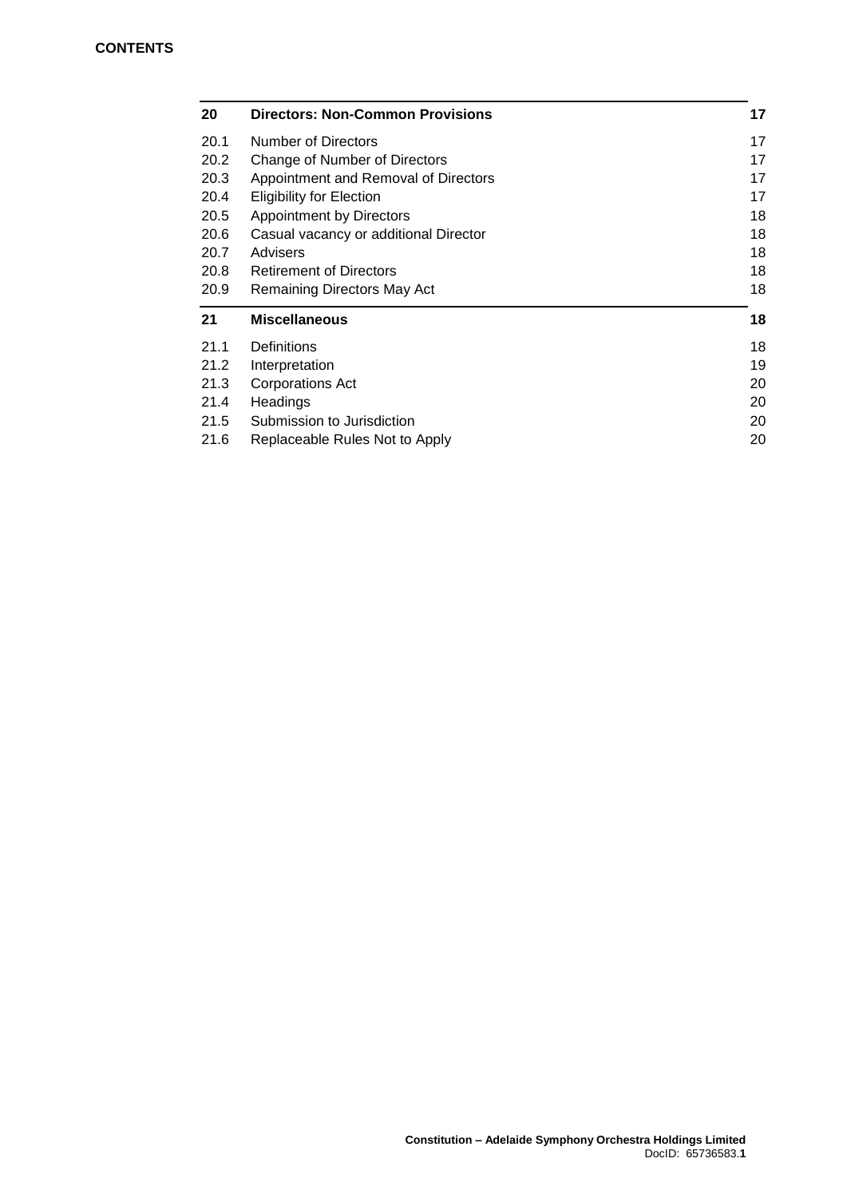**CONTENTS**

| | | |
|---|---|---|
| **20** | **Directors: Non-Common Provisions** | **17** |
| 20.1 | Number of Directors | 17 |
| 20.2 | Change of Number of Directors | 17 |
| 20.3 | Appointment and Removal of Directors | 17 |
| 20.4 | Eligibility for Election | 17 |
| 20.5 | Appointment by Directors | 18 |
| 20.6 | Casual vacancy or additional Director | 18 |
| 20.7 | Advisers | 18 |
| 20.8 | Retirement of Directors | 18 |
| 20.9 | Remaining Directors May Act | 18 |
| **21** | **Miscellaneous** | **18** |
| 21.1 | Definitions | 18 |
| 21.2 | Interpretation | 19 |
| 21.3 | Corporations Act | 20 |
| 21.4 | Headings | 20 |
| 21.5 | Submission to Jurisdiction | 20 |
| 21.6 | Replaceable Rules Not to Apply | 20 |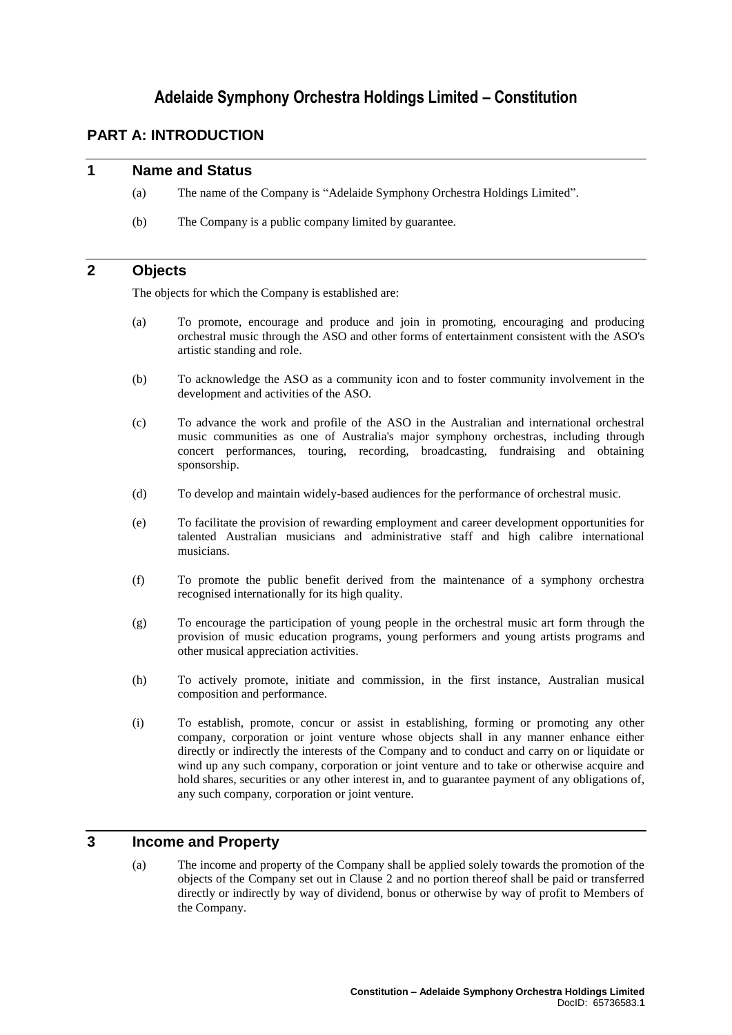# Adelaide Symphony Orchestra Holdings Limited – Constitution

## PART A: INTRODUCTION

### 1 Name and Status

(a) The name of the Company is "Adelaide Symphony Orchestra Holdings Limited".

(b) The Company is a public company limited by guarantee.

### 2 Objects

The objects for which the Company is established are:

(a) To promote, encourage and produce and join in promoting, encouraging and producing orchestral music through the ASO and other forms of entertainment consistent with the ASO's artistic standing and role.

(b) To acknowledge the ASO as a community icon and to foster community involvement in the development and activities of the ASO.

(c) To advance the work and profile of the ASO in the Australian and international orchestral music communities as one of Australia's major symphony orchestras, including through concert performances, touring, recording, broadcasting, fundraising and obtaining sponsorship.

(d) To develop and maintain widely-based audiences for the performance of orchestral music.

(e) To facilitate the provision of rewarding employment and career development opportunities for talented Australian musicians and administrative staff and high calibre international musicians.

(f) To promote the public benefit derived from the maintenance of a symphony orchestra recognised internationally for its high quality.

(g) To encourage the participation of young people in the orchestral music art form through the provision of music education programs, young performers and young artists programs and other musical appreciation activities.

(h) To actively promote, initiate and commission, in the first instance, Australian musical composition and performance.

(i) To establish, promote, concur or assist in establishing, forming or promoting any other company, corporation or joint venture whose objects shall in any manner enhance either directly or indirectly the interests of the Company and to conduct and carry on or liquidate or wind up any such company, corporation or joint venture and to take or otherwise acquire and hold shares, securities or any other interest in, and to guarantee payment of any obligations of, any such company, corporation or joint venture.

### 3 Income and Property

(a) The income and property of the Company shall be applied solely towards the promotion of the objects of the Company set out in Clause 2 and no portion thereof shall be paid or transferred directly or indirectly by way of dividend, bonus or otherwise by way of profit to Members of the Company.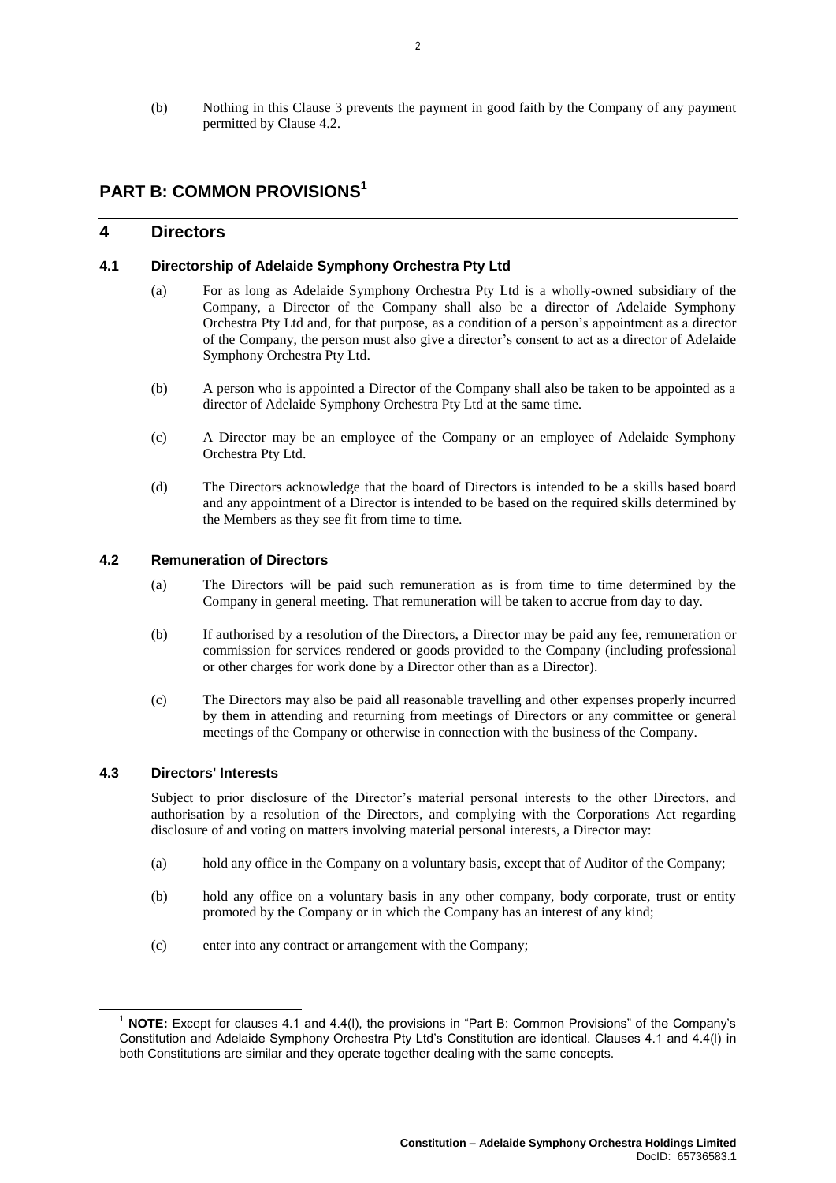(b) Nothing in this Clause 3 prevents the payment in good faith by the Company of any payment permitted by Clause 4.2.

# PART B: COMMON PROVISIONS[1]

## 4 Directors

### 4.1 Directorship of Adelaide Symphony Orchestra Pty Ltd

(a) For as long as Adelaide Symphony Orchestra Pty Ltd is a wholly-owned subsidiary of the Company, a Director of the Company shall also be a director of Adelaide Symphony Orchestra Pty Ltd and, for that purpose, as a condition of a person's appointment as a director of the Company, the person must also give a director's consent to act as a director of Adelaide Symphony Orchestra Pty Ltd.

(b) A person who is appointed a Director of the Company shall also be taken to be appointed as a director of Adelaide Symphony Orchestra Pty Ltd at the same time.

(c) A Director may be an employee of the Company or an employee of Adelaide Symphony Orchestra Pty Ltd.

(d) The Directors acknowledge that the board of Directors is intended to be a skills based board and any appointment of a Director is intended to be based on the required skills determined by the Members as they see fit from time to time.

### 4.2 Remuneration of Directors

(a) The Directors will be paid such remuneration as is from time to time determined by the Company in general meeting. That remuneration will be taken to accrue from day to day.

(b) If authorised by a resolution of the Directors, a Director may be paid any fee, remuneration or commission for services rendered or goods provided to the Company (including professional or other charges for work done by a Director other than as a Director).

(c) The Directors may also be paid all reasonable travelling and other expenses properly incurred by them in attending and returning from meetings of Directors or any committee or general meetings of the Company or otherwise in connection with the business of the Company.

### 4.3 Directors' Interests

Subject to prior disclosure of the Director's material personal interests to the other Directors, and authorisation by a resolution of the Directors, and complying with the Corporations Act regarding disclosure of and voting on matters involving material personal interests, a Director may:

(a) hold any office in the Company on a voluntary basis, except that of Auditor of the Company;

(b) hold any office on a voluntary basis in any other company, body corporate, trust or entity promoted by the Company or in which the Company has an interest of any kind;

(c) enter into any contract or arrangement with the Company;

[1] **NOTE:** Except for clauses 4.1 and 4.4(l), the provisions in "Part B: Common Provisions" of the Company's Constitution and Adelaide Symphony Orchestra Pty Ltd's Constitution are identical. Clauses 4.1 and 4.4(l) in both Constitutions are similar and they operate together dealing with the same concepts.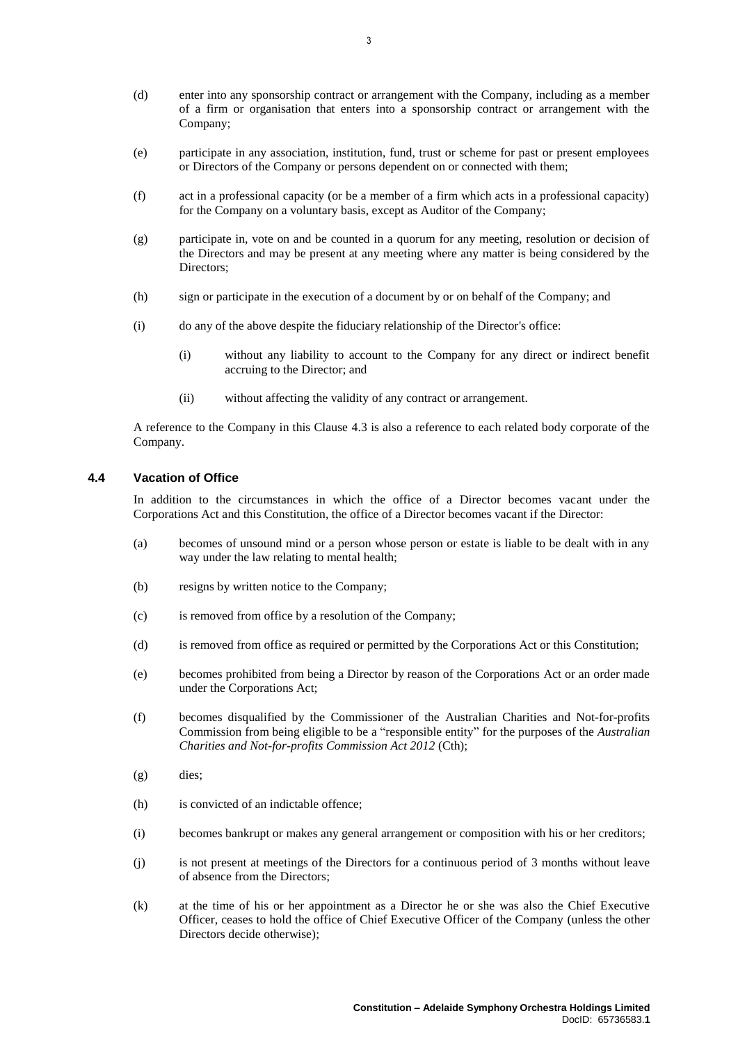(d) enter into any sponsorship contract or arrangement with the Company, including as a member of a firm or organisation that enters into a sponsorship contract or arrangement with the Company;

(e) participate in any association, institution, fund, trust or scheme for past or present employees or Directors of the Company or persons dependent on or connected with them;

(f) act in a professional capacity (or be a member of a firm which acts in a professional capacity) for the Company on a voluntary basis, except as Auditor of the Company;

(g) participate in, vote on and be counted in a quorum for any meeting, resolution or decision of the Directors and may be present at any meeting where any matter is being considered by the Directors;

(h) sign or participate in the execution of a document by or on behalf of the Company; and

(i) do any of the above despite the fiduciary relationship of the Director's office:

   (i) without any liability to account to the Company for any direct or indirect benefit accruing to the Director; and

   (ii) without affecting the validity of any contract or arrangement.

A reference to the Company in this Clause 4.3 is also a reference to each related body corporate of the Company.

### 4.4 Vacation of Office

In addition to the circumstances in which the office of a Director becomes vacant under the Corporations Act and this Constitution, the office of a Director becomes vacant if the Director:

(a) becomes of unsound mind or a person whose person or estate is liable to be dealt with in any way under the law relating to mental health;

(b) resigns by written notice to the Company;

(c) is removed from office by a resolution of the Company;

(d) is removed from office as required or permitted by the Corporations Act or this Constitution;

(e) becomes prohibited from being a Director by reason of the Corporations Act or an order made under the Corporations Act;

(f) becomes disqualified by the Commissioner of the Australian Charities and Not-for-profits Commission from being eligible to be a "responsible entity" for the purposes of the *Australian Charities and Not-for-profits Commission Act 2012* (Cth);

(g) dies;

(h) is convicted of an indictable offence;

(i) becomes bankrupt or makes any general arrangement or composition with his or her creditors;

(j) is not present at meetings of the Directors for a continuous period of 3 months without leave of absence from the Directors;

(k) at the time of his or her appointment as a Director he or she was also the Chief Executive Officer, ceases to hold the office of Chief Executive Officer of the Company (unless the other Directors decide otherwise);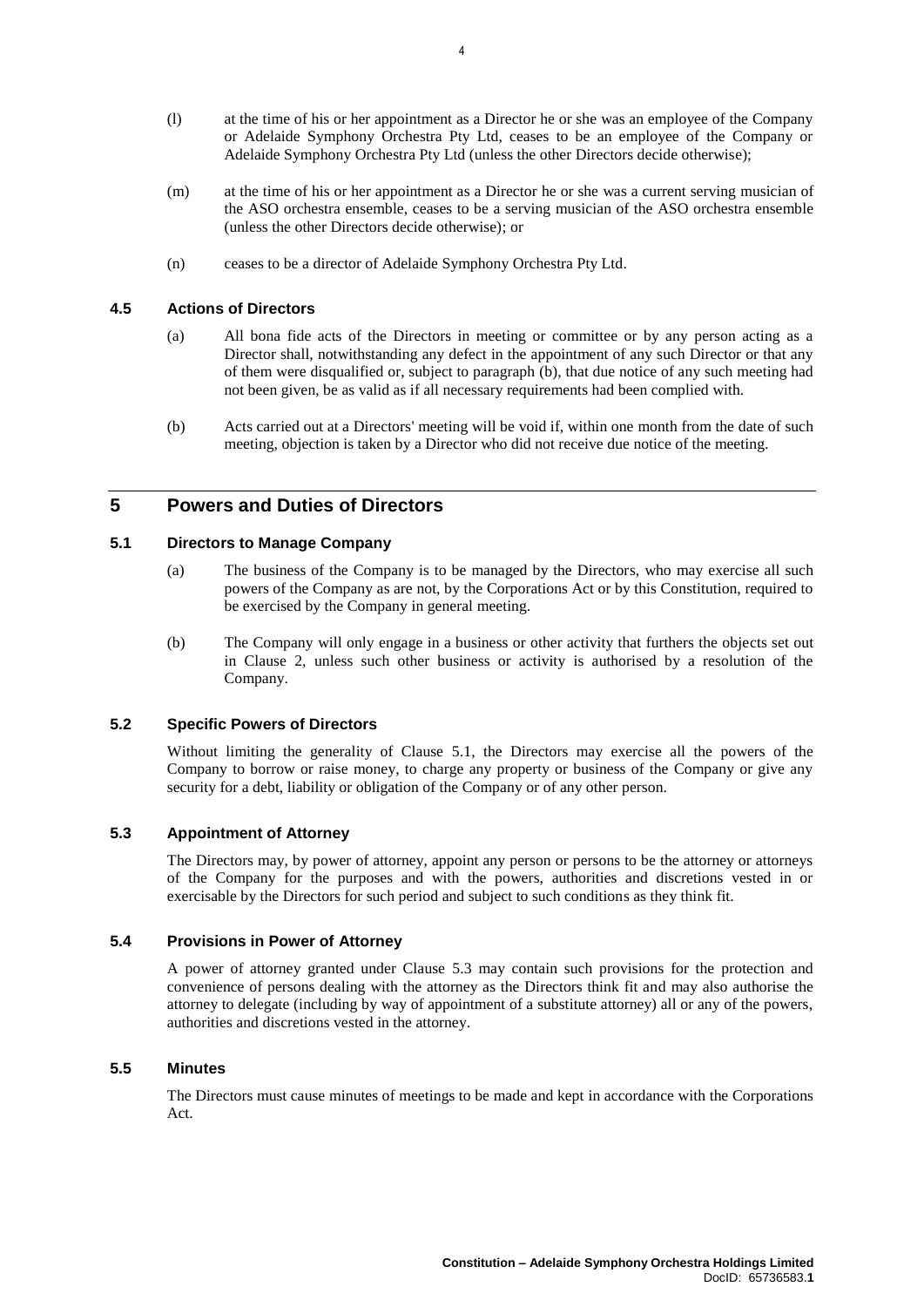(l) at the time of his or her appointment as a Director he or she was an employee of the Company or Adelaide Symphony Orchestra Pty Ltd, ceases to be an employee of the Company or Adelaide Symphony Orchestra Pty Ltd (unless the other Directors decide otherwise);

(m) at the time of his or her appointment as a Director he or she was a current serving musician of the ASO orchestra ensemble, ceases to be a serving musician of the ASO orchestra ensemble (unless the other Directors decide otherwise); or

(n) ceases to be a director of Adelaide Symphony Orchestra Pty Ltd.

### 4.5 Actions of Directors

(a) All bona fide acts of the Directors in meeting or committee or by any person acting as a Director shall, notwithstanding any defect in the appointment of any such Director or that any of them were disqualified or, subject to paragraph (b), that due notice of any such meeting had not been given, be as valid as if all necessary requirements had been complied with.

(b) Acts carried out at a Directors' meeting will be void if, within one month from the date of such meeting, objection is taken by a Director who did not receive due notice of the meeting.

## 5 Powers and Duties of Directors

### 5.1 Directors to Manage Company

(a) The business of the Company is to be managed by the Directors, who may exercise all such powers of the Company as are not, by the Corporations Act or by this Constitution, required to be exercised by the Company in general meeting.

(b) The Company will only engage in a business or other activity that furthers the objects set out in Clause 2, unless such other business or activity is authorised by a resolution of the Company.

### 5.2 Specific Powers of Directors

Without limiting the generality of Clause 5.1, the Directors may exercise all the powers of the Company to borrow or raise money, to charge any property or business of the Company or give any security for a debt, liability or obligation of the Company or of any other person.

### 5.3 Appointment of Attorney

The Directors may, by power of attorney, appoint any person or persons to be the attorney or attorneys of the Company for the purposes and with the powers, authorities and discretions vested in or exercisable by the Directors for such period and subject to such conditions as they think fit.

### 5.4 Provisions in Power of Attorney

A power of attorney granted under Clause 5.3 may contain such provisions for the protection and convenience of persons dealing with the attorney as the Directors think fit and may also authorise the attorney to delegate (including by way of appointment of a substitute attorney) all or any of the powers, authorities and discretions vested in the attorney.

### 5.5 Minutes

The Directors must cause minutes of meetings to be made and kept in accordance with the Corporations Act.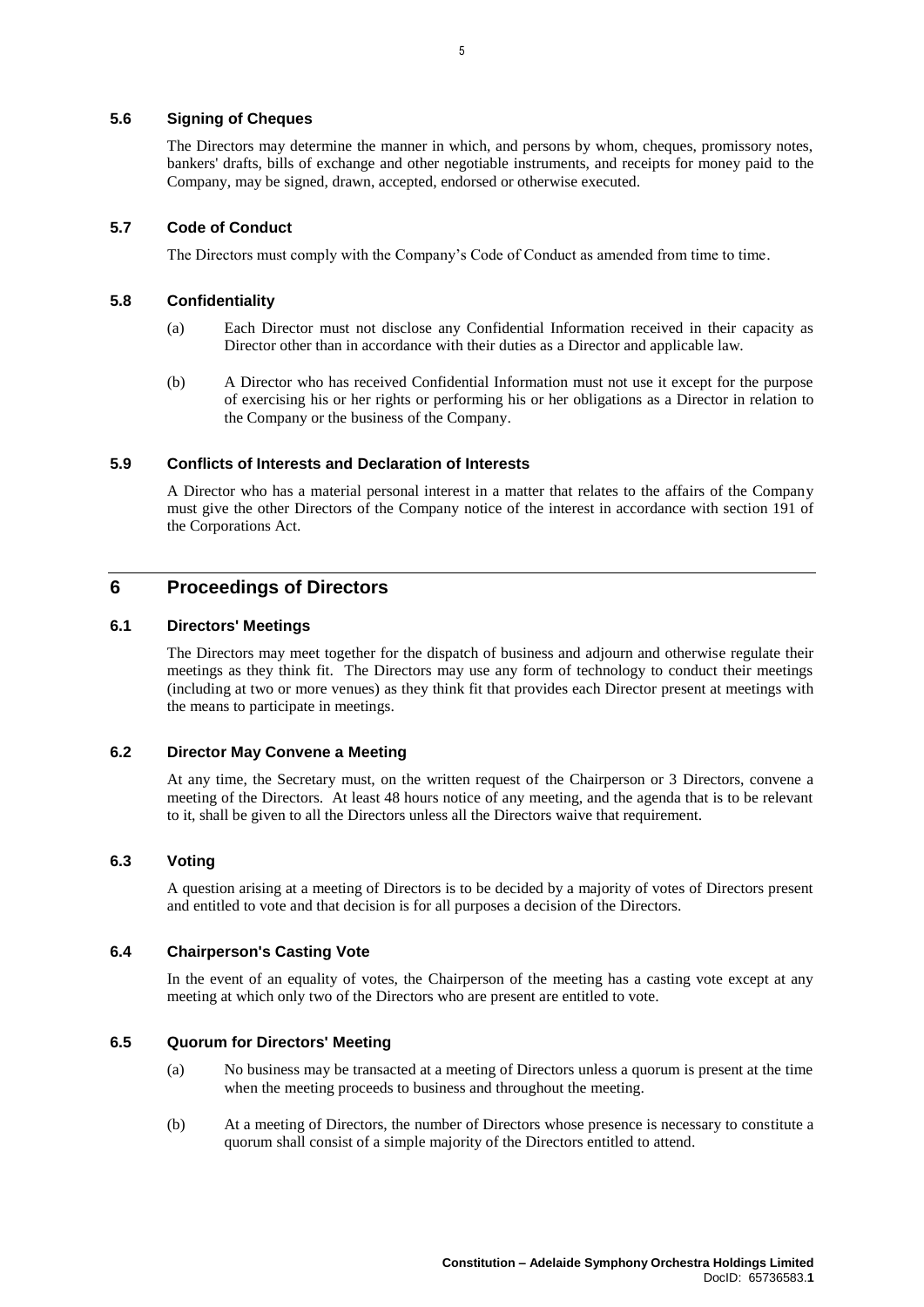### 5.6 Signing of Cheques

The Directors may determine the manner in which, and persons by whom, cheques, promissory notes, bankers' drafts, bills of exchange and other negotiable instruments, and receipts for money paid to the Company, may be signed, drawn, accepted, endorsed or otherwise executed.

### 5.7 Code of Conduct

The Directors must comply with the Company's Code of Conduct as amended from time to time.

### 5.8 Confidentiality

(a) Each Director must not disclose any Confidential Information received in their capacity as Director other than in accordance with their duties as a Director and applicable law.

(b) A Director who has received Confidential Information must not use it except for the purpose of exercising his or her rights or performing his or her obligations as a Director in relation to the Company or the business of the Company.

### 5.9 Conflicts of Interests and Declaration of Interests

A Director who has a material personal interest in a matter that relates to the affairs of the Company must give the other Directors of the Company notice of the interest in accordance with section 191 of the Corporations Act.

## 6 Proceedings of Directors

### 6.1 Directors' Meetings

The Directors may meet together for the dispatch of business and adjourn and otherwise regulate their meetings as they think fit. The Directors may use any form of technology to conduct their meetings (including at two or more venues) as they think fit that provides each Director present at meetings with the means to participate in meetings.

### 6.2 Director May Convene a Meeting

At any time, the Secretary must, on the written request of the Chairperson or 3 Directors, convene a meeting of the Directors. At least 48 hours notice of any meeting, and the agenda that is to be relevant to it, shall be given to all the Directors unless all the Directors waive that requirement.

### 6.3 Voting

A question arising at a meeting of Directors is to be decided by a majority of votes of Directors present and entitled to vote and that decision is for all purposes a decision of the Directors.

### 6.4 Chairperson's Casting Vote

In the event of an equality of votes, the Chairperson of the meeting has a casting vote except at any meeting at which only two of the Directors who are present are entitled to vote.

### 6.5 Quorum for Directors' Meeting

(a) No business may be transacted at a meeting of Directors unless a quorum is present at the time when the meeting proceeds to business and throughout the meeting.

(b) At a meeting of Directors, the number of Directors whose presence is necessary to constitute a quorum shall consist of a simple majority of the Directors entitled to attend.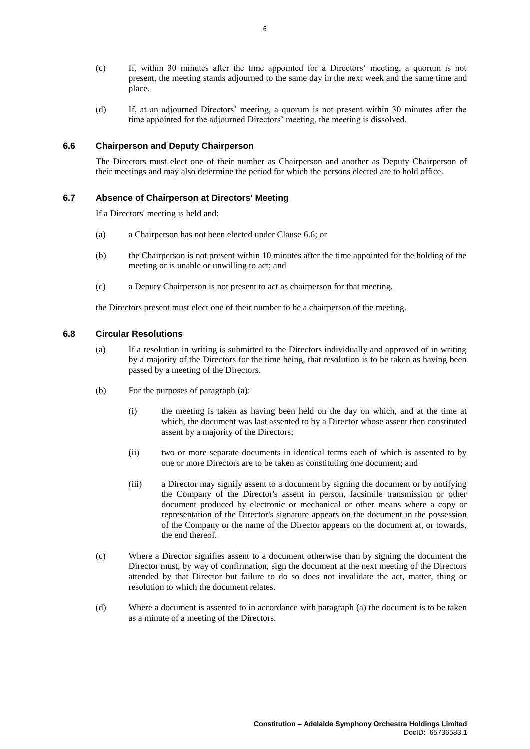(c) If, within 30 minutes after the time appointed for a Directors' meeting, a quorum is not present, the meeting stands adjourned to the same day in the next week and the same time and place.

(d) If, at an adjourned Directors' meeting, a quorum is not present within 30 minutes after the time appointed for the adjourned Directors' meeting, the meeting is dissolved.

### 6.6 Chairperson and Deputy Chairperson

The Directors must elect one of their number as Chairperson and another as Deputy Chairperson of their meetings and may also determine the period for which the persons elected are to hold office.

### 6.7 Absence of Chairperson at Directors' Meeting

If a Directors' meeting is held and:

(a) a Chairperson has not been elected under Clause 6.6; or

(b) the Chairperson is not present within 10 minutes after the time appointed for the holding of the meeting or is unable or unwilling to act; and

(c) a Deputy Chairperson is not present to act as chairperson for that meeting,

the Directors present must elect one of their number to be a chairperson of the meeting.

### 6.8 Circular Resolutions

(a) If a resolution in writing is submitted to the Directors individually and approved of in writing by a majority of the Directors for the time being, that resolution is to be taken as having been passed by a meeting of the Directors.

(b) For the purposes of paragraph (a):

(i) the meeting is taken as having been held on the day on which, and at the time at which, the document was last assented to by a Director whose assent then constituted assent by a majority of the Directors;

(ii) two or more separate documents in identical terms each of which is assented to by one or more Directors are to be taken as constituting one document; and

(iii) a Director may signify assent to a document by signing the document or by notifying the Company of the Director's assent in person, facsimile transmission or other document produced by electronic or mechanical or other means where a copy or representation of the Director's signature appears on the document in the possession of the Company or the name of the Director appears on the document at, or towards, the end thereof.

(c) Where a Director signifies assent to a document otherwise than by signing the document the Director must, by way of confirmation, sign the document at the next meeting of the Directors attended by that Director but failure to do so does not invalidate the act, matter, thing or resolution to which the document relates.

(d) Where a document is assented to in accordance with paragraph (a) the document is to be taken as a minute of a meeting of the Directors.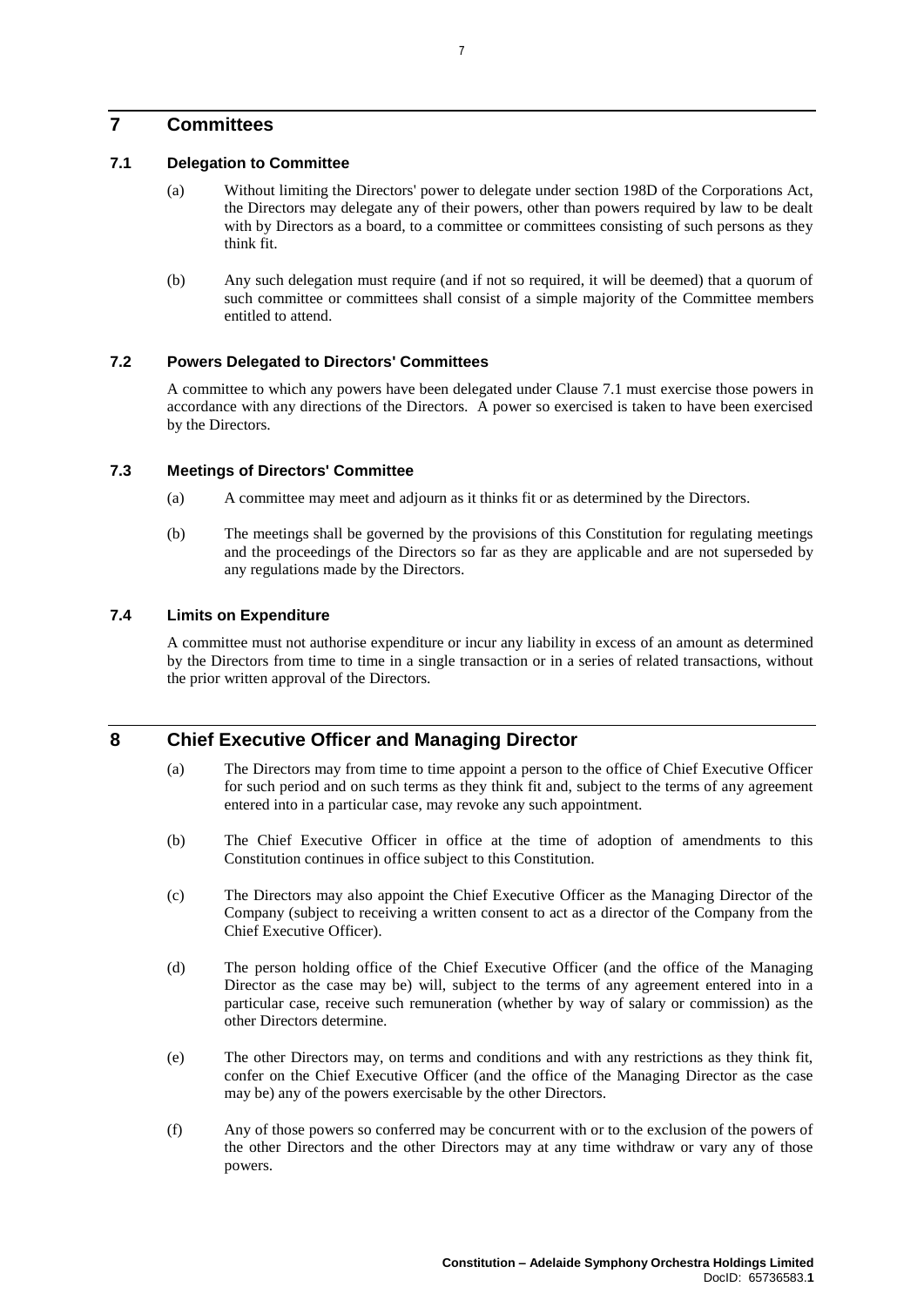# 7 Committees

## 7.1 Delegation to Committee

(a) Without limiting the Directors' power to delegate under section 198D of the Corporations Act, the Directors may delegate any of their powers, other than powers required by law to be dealt with by Directors as a board, to a committee or committees consisting of such persons as they think fit.

(b) Any such delegation must require (and if not so required, it will be deemed) that a quorum of such committee or committees shall consist of a simple majority of the Committee members entitled to attend.

## 7.2 Powers Delegated to Directors' Committees

A committee to which any powers have been delegated under Clause 7.1 must exercise those powers in accordance with any directions of the Directors. A power so exercised is taken to have been exercised by the Directors.

## 7.3 Meetings of Directors' Committee

(a) A committee may meet and adjourn as it thinks fit or as determined by the Directors.

(b) The meetings shall be governed by the provisions of this Constitution for regulating meetings and the proceedings of the Directors so far as they are applicable and are not superseded by any regulations made by the Directors.

## 7.4 Limits on Expenditure

A committee must not authorise expenditure or incur any liability in excess of an amount as determined by the Directors from time to time in a single transaction or in a series of related transactions, without the prior written approval of the Directors.

# 8 Chief Executive Officer and Managing Director

(a) The Directors may from time to time appoint a person to the office of Chief Executive Officer for such period and on such terms as they think fit and, subject to the terms of any agreement entered into in a particular case, may revoke any such appointment.

(b) The Chief Executive Officer in office at the time of adoption of amendments to this Constitution continues in office subject to this Constitution.

(c) The Directors may also appoint the Chief Executive Officer as the Managing Director of the Company (subject to receiving a written consent to act as a director of the Company from the Chief Executive Officer).

(d) The person holding office of the Chief Executive Officer (and the office of the Managing Director as the case may be) will, subject to the terms of any agreement entered into in a particular case, receive such remuneration (whether by way of salary or commission) as the other Directors determine.

(e) The other Directors may, on terms and conditions and with any restrictions as they think fit, confer on the Chief Executive Officer (and the office of the Managing Director as the case may be) any of the powers exercisable by the other Directors.

(f) Any of those powers so conferred may be concurrent with or to the exclusion of the powers of the other Directors and the other Directors may at any time withdraw or vary any of those powers.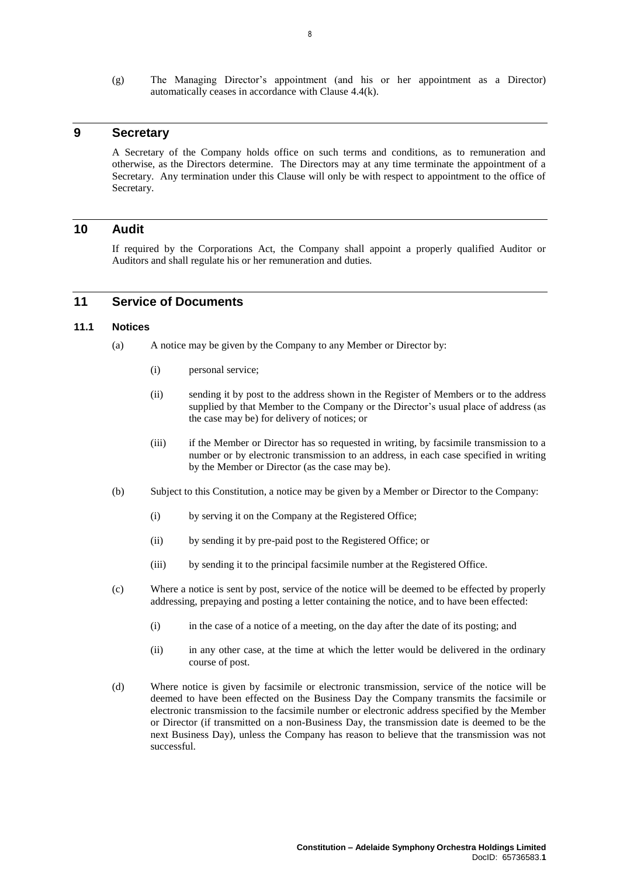(g) The Managing Director's appointment (and his or her appointment as a Director) automatically ceases in accordance with Clause 4.4(k).

## 9 Secretary

A Secretary of the Company holds office on such terms and conditions, as to remuneration and otherwise, as the Directors determine. The Directors may at any time terminate the appointment of a Secretary. Any termination under this Clause will only be with respect to appointment to the office of Secretary.

## 10 Audit

If required by the Corporations Act, the Company shall appoint a properly qualified Auditor or Auditors and shall regulate his or her remuneration and duties.

## 11 Service of Documents

### 11.1 Notices

(a) A notice may be given by the Company to any Member or Director by:

(i) personal service;

(ii) sending it by post to the address shown in the Register of Members or to the address supplied by that Member to the Company or the Director's usual place of address (as the case may be) for delivery of notices; or

(iii) if the Member or Director has so requested in writing, by facsimile transmission to a number or by electronic transmission to an address, in each case specified in writing by the Member or Director (as the case may be).

(b) Subject to this Constitution, a notice may be given by a Member or Director to the Company:

(i) by serving it on the Company at the Registered Office;

(ii) by sending it by pre-paid post to the Registered Office; or

(iii) by sending it to the principal facsimile number at the Registered Office.

(c) Where a notice is sent by post, service of the notice will be deemed to be effected by properly addressing, prepaying and posting a letter containing the notice, and to have been effected:

(i) in the case of a notice of a meeting, on the day after the date of its posting; and

(ii) in any other case, at the time at which the letter would be delivered in the ordinary course of post.

(d) Where notice is given by facsimile or electronic transmission, service of the notice will be deemed to have been effected on the Business Day the Company transmits the facsimile or electronic transmission to the facsimile number or electronic address specified by the Member or Director (if transmitted on a non-Business Day, the transmission date is deemed to be the next Business Day), unless the Company has reason to believe that the transmission was not successful.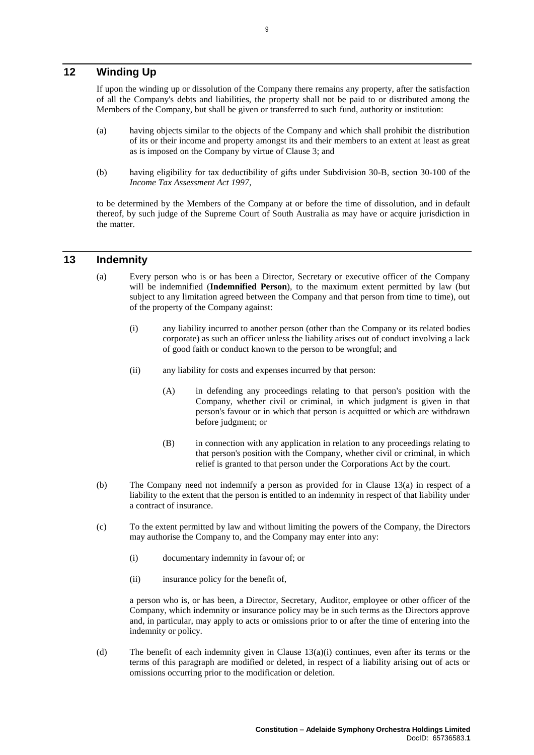## 12 Winding Up

If upon the winding up or dissolution of the Company there remains any property, after the satisfaction of all the Company's debts and liabilities, the property shall not be paid to or distributed among the Members of the Company, but shall be given or transferred to such fund, authority or institution:

(a) having objects similar to the objects of the Company and which shall prohibit the distribution of its or their income and property amongst its and their members to an extent at least as great as is imposed on the Company by virtue of Clause 3; and

(b) having eligibility for tax deductibility of gifts under Subdivision 30-B, section 30-100 of the *Income Tax Assessment Act 1997*,

to be determined by the Members of the Company at or before the time of dissolution, and in default thereof, by such judge of the Supreme Court of South Australia as may have or acquire jurisdiction in the matter.

## 13 Indemnity

(a) Every person who is or has been a Director, Secretary or executive officer of the Company will be indemnified (**Indemnified Person**), to the maximum extent permitted by law (but subject to any limitation agreed between the Company and that person from time to time), out of the property of the Company against:

   (i) any liability incurred to another person (other than the Company or its related bodies corporate) as such an officer unless the liability arises out of conduct involving a lack of good faith or conduct known to the person to be wrongful; and

   (ii) any liability for costs and expenses incurred by that person:

      (A) in defending any proceedings relating to that person's position with the Company, whether civil or criminal, in which judgment is given in that person's favour or in which that person is acquitted or which are withdrawn before judgment; or

      (B) in connection with any application in relation to any proceedings relating to that person's position with the Company, whether civil or criminal, in which relief is granted to that person under the Corporations Act by the court.

(b) The Company need not indemnify a person as provided for in Clause 13(a) in respect of a liability to the extent that the person is entitled to an indemnity in respect of that liability under a contract of insurance.

(c) To the extent permitted by law and without limiting the powers of the Company, the Directors may authorise the Company to, and the Company may enter into any:

   (i) documentary indemnity in favour of; or

   (ii) insurance policy for the benefit of,

   a person who is, or has been, a Director, Secretary, Auditor, employee or other officer of the Company, which indemnity or insurance policy may be in such terms as the Directors approve and, in particular, may apply to acts or omissions prior to or after the time of entering into the indemnity or policy.

(d) The benefit of each indemnity given in Clause 13(a)(i) continues, even after its terms or the terms of this paragraph are modified or deleted, in respect of a liability arising out of acts or omissions occurring prior to the modification or deletion.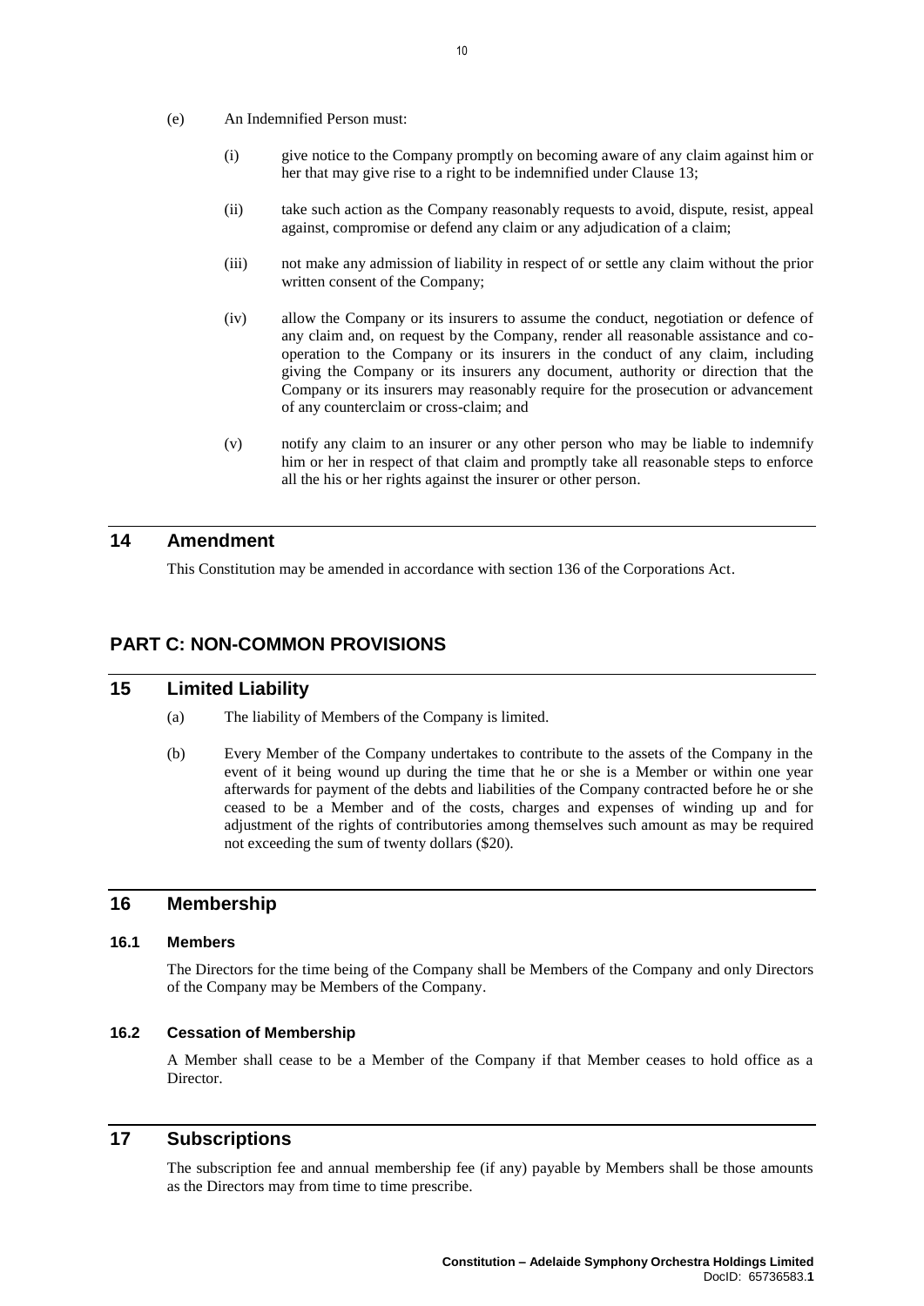(e) An Indemnified Person must:

(i) give notice to the Company promptly on becoming aware of any claim against him or her that may give rise to a right to be indemnified under Clause 13;

(ii) take such action as the Company reasonably requests to avoid, dispute, resist, appeal against, compromise or defend any claim or any adjudication of a claim;

(iii) not make any admission of liability in respect of or settle any claim without the prior written consent of the Company;

(iv) allow the Company or its insurers to assume the conduct, negotiation or defence of any claim and, on request by the Company, render all reasonable assistance and co-operation to the Company or its insurers in the conduct of any claim, including giving the Company or its insurers any document, authority or direction that the Company or its insurers may reasonably require for the prosecution or advancement of any counterclaim or cross-claim; and

(v) notify any claim to an insurer or any other person who may be liable to indemnify him or her in respect of that claim and promptly take all reasonable steps to enforce all the his or her rights against the insurer or other person.

## 14 Amendment

This Constitution may be amended in accordance with section 136 of the Corporations Act.

# PART C: NON-COMMON PROVISIONS

## 15 Limited Liability

(a) The liability of Members of the Company is limited.

(b) Every Member of the Company undertakes to contribute to the assets of the Company in the event of it being wound up during the time that he or she is a Member or within one year afterwards for payment of the debts and liabilities of the Company contracted before he or she ceased to be a Member and of the costs, charges and expenses of winding up and for adjustment of the rights of contributories among themselves such amount as may be required not exceeding the sum of twenty dollars ($20).

## 16 Membership

### 16.1 Members

The Directors for the time being of the Company shall be Members of the Company and only Directors of the Company may be Members of the Company.

### 16.2 Cessation of Membership

A Member shall cease to be a Member of the Company if that Member ceases to hold office as a Director.

## 17 Subscriptions

The subscription fee and annual membership fee (if any) payable by Members shall be those amounts as the Directors may from time to time prescribe.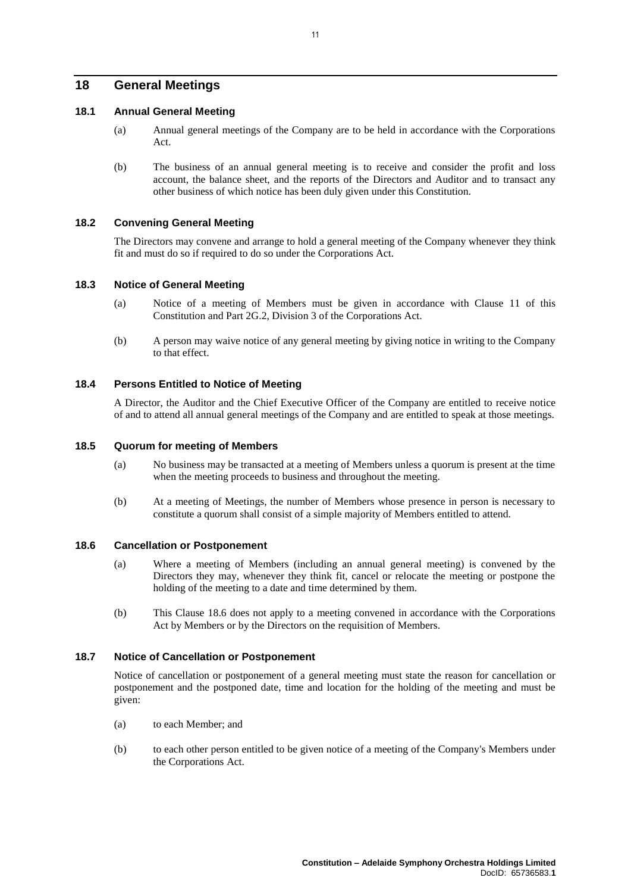# 18 General Meetings

## 18.1 Annual General Meeting

(a) Annual general meetings of the Company are to be held in accordance with the Corporations Act.

(b) The business of an annual general meeting is to receive and consider the profit and loss account, the balance sheet, and the reports of the Directors and Auditor and to transact any other business of which notice has been duly given under this Constitution.

## 18.2 Convening General Meeting

The Directors may convene and arrange to hold a general meeting of the Company whenever they think fit and must do so if required to do so under the Corporations Act.

## 18.3 Notice of General Meeting

(a) Notice of a meeting of Members must be given in accordance with Clause 11 of this Constitution and Part 2G.2, Division 3 of the Corporations Act.

(b) A person may waive notice of any general meeting by giving notice in writing to the Company to that effect.

## 18.4 Persons Entitled to Notice of Meeting

A Director, the Auditor and the Chief Executive Officer of the Company are entitled to receive notice of and to attend all annual general meetings of the Company and are entitled to speak at those meetings.

## 18.5 Quorum for meeting of Members

(a) No business may be transacted at a meeting of Members unless a quorum is present at the time when the meeting proceeds to business and throughout the meeting.

(b) At a meeting of Meetings, the number of Members whose presence in person is necessary to constitute a quorum shall consist of a simple majority of Members entitled to attend.

## 18.6 Cancellation or Postponement

(a) Where a meeting of Members (including an annual general meeting) is convened by the Directors they may, whenever they think fit, cancel or relocate the meeting or postpone the holding of the meeting to a date and time determined by them.

(b) This Clause 18.6 does not apply to a meeting convened in accordance with the Corporations Act by Members or by the Directors on the requisition of Members.

## 18.7 Notice of Cancellation or Postponement

Notice of cancellation or postponement of a general meeting must state the reason for cancellation or postponement and the postponed date, time and location for the holding of the meeting and must be given:

(a) to each Member; and

(b) to each other person entitled to be given notice of a meeting of the Company's Members under the Corporations Act.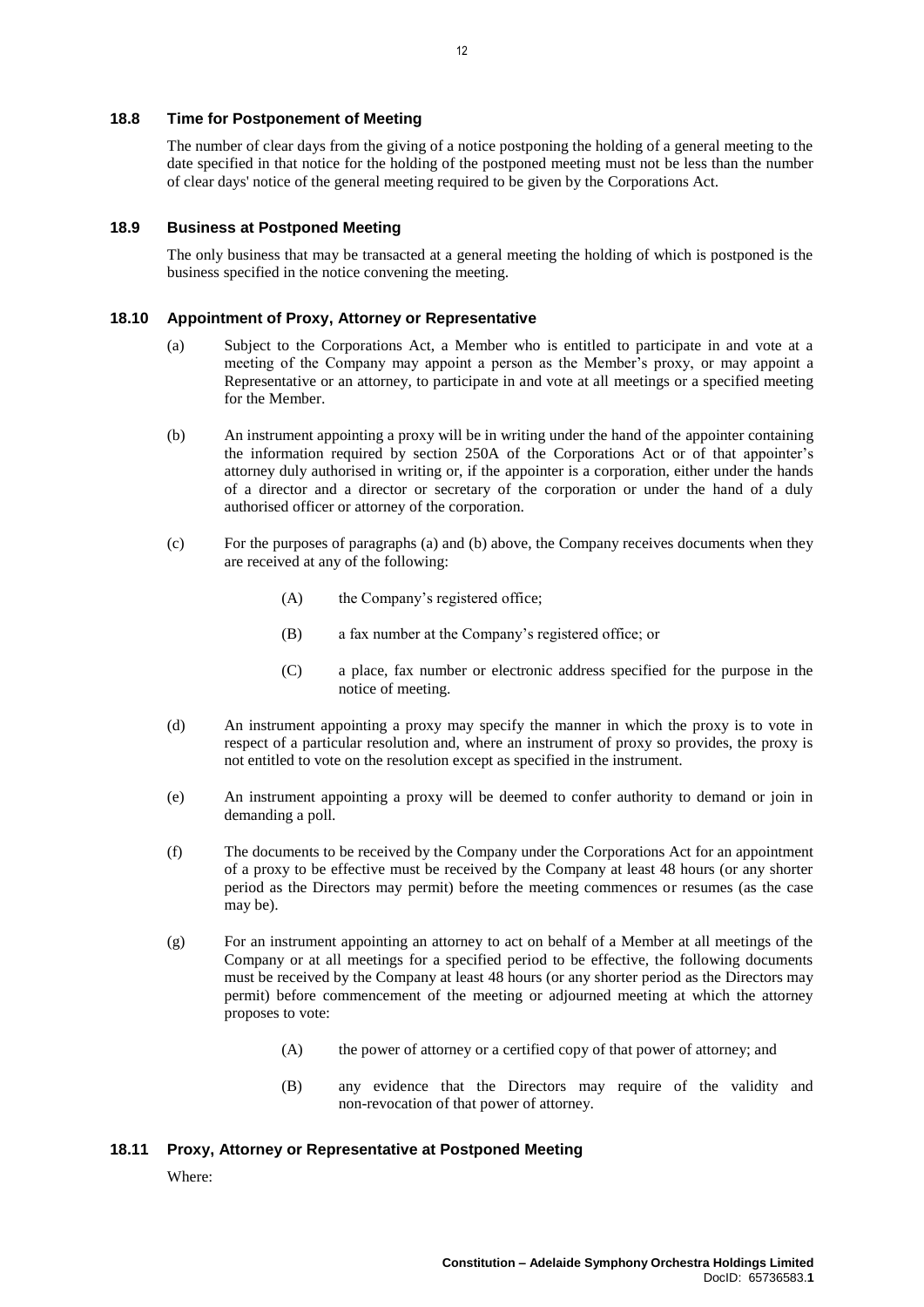### 18.8 Time for Postponement of Meeting

The number of clear days from the giving of a notice postponing the holding of a general meeting to the date specified in that notice for the holding of the postponed meeting must not be less than the number of clear days' notice of the general meeting required to be given by the Corporations Act.

### 18.9 Business at Postponed Meeting

The only business that may be transacted at a general meeting the holding of which is postponed is the business specified in the notice convening the meeting.

### 18.10 Appointment of Proxy, Attorney or Representative

(a) Subject to the Corporations Act, a Member who is entitled to participate in and vote at a meeting of the Company may appoint a person as the Member's proxy, or may appoint a Representative or an attorney, to participate in and vote at all meetings or a specified meeting for the Member.

(b) An instrument appointing a proxy will be in writing under the hand of the appointer containing the information required by section 250A of the Corporations Act or of that appointer's attorney duly authorised in writing or, if the appointer is a corporation, either under the hands of a director and a director or secretary of the corporation or under the hand of a duly authorised officer or attorney of the corporation.

(c) For the purposes of paragraphs (a) and (b) above, the Company receives documents when they are received at any of the following:

  (A) the Company's registered office;

  (B) a fax number at the Company's registered office; or

  (C) a place, fax number or electronic address specified for the purpose in the notice of meeting.

(d) An instrument appointing a proxy may specify the manner in which the proxy is to vote in respect of a particular resolution and, where an instrument of proxy so provides, the proxy is not entitled to vote on the resolution except as specified in the instrument.

(e) An instrument appointing a proxy will be deemed to confer authority to demand or join in demanding a poll.

(f) The documents to be received by the Company under the Corporations Act for an appointment of a proxy to be effective must be received by the Company at least 48 hours (or any shorter period as the Directors may permit) before the meeting commences or resumes (as the case may be).

(g) For an instrument appointing an attorney to act on behalf of a Member at all meetings of the Company or at all meetings for a specified period to be effective, the following documents must be received by the Company at least 48 hours (or any shorter period as the Directors may permit) before commencement of the meeting or adjourned meeting at which the attorney proposes to vote:

  (A) the power of attorney or a certified copy of that power of attorney; and

  (B) any evidence that the Directors may require of the validity and non-revocation of that power of attorney.

### 18.11 Proxy, Attorney or Representative at Postponed Meeting

Where: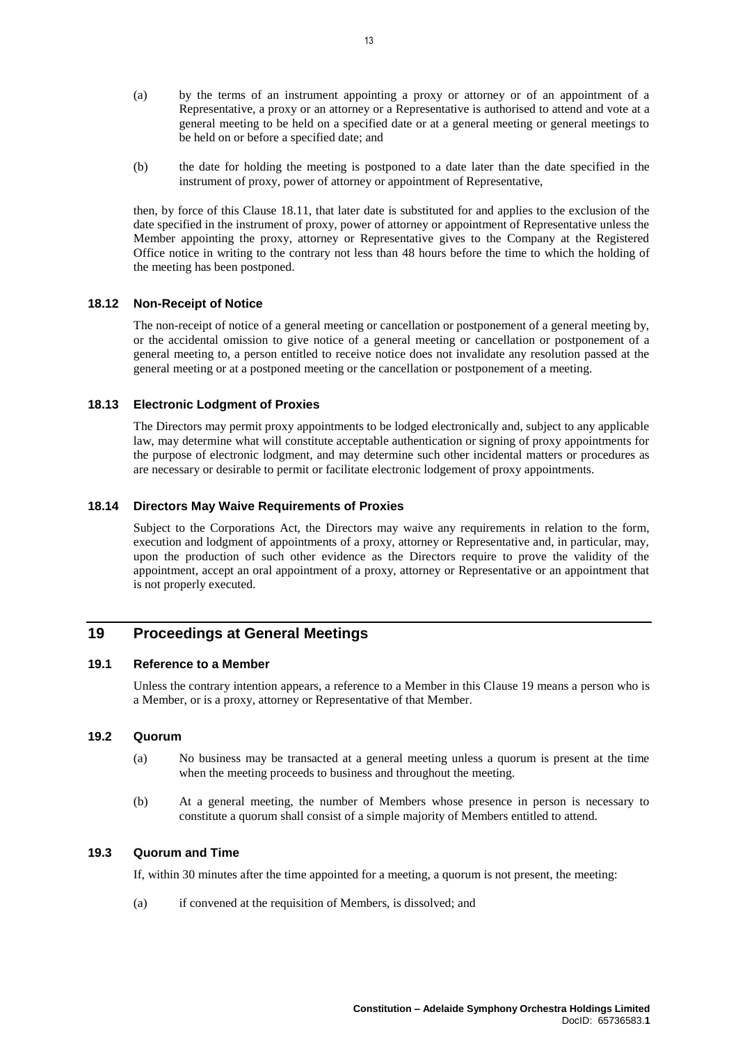(a) by the terms of an instrument appointing a proxy or attorney or of an appointment of a Representative, a proxy or an attorney or a Representative is authorised to attend and vote at a general meeting to be held on a specified date or at a general meeting or general meetings to be held on or before a specified date; and

(b) the date for holding the meeting is postponed to a date later than the date specified in the instrument of proxy, power of attorney or appointment of Representative,

then, by force of this Clause 18.11, that later date is substituted for and applies to the exclusion of the date specified in the instrument of proxy, power of attorney or appointment of Representative unless the Member appointing the proxy, attorney or Representative gives to the Company at the Registered Office notice in writing to the contrary not less than 48 hours before the time to which the holding of the meeting has been postponed.

### 18.12 Non-Receipt of Notice

The non-receipt of notice of a general meeting or cancellation or postponement of a general meeting by, or the accidental omission to give notice of a general meeting or cancellation or postponement of a general meeting to, a person entitled to receive notice does not invalidate any resolution passed at the general meeting or at a postponed meeting or the cancellation or postponement of a meeting.

### 18.13 Electronic Lodgment of Proxies

The Directors may permit proxy appointments to be lodged electronically and, subject to any applicable law, may determine what will constitute acceptable authentication or signing of proxy appointments for the purpose of electronic lodgment, and may determine such other incidental matters or procedures as are necessary or desirable to permit or facilitate electronic lodgement of proxy appointments.

### 18.14 Directors May Waive Requirements of Proxies

Subject to the Corporations Act, the Directors may waive any requirements in relation to the form, execution and lodgment of appointments of a proxy, attorney or Representative and, in particular, may, upon the production of such other evidence as the Directors require to prove the validity of the appointment, accept an oral appointment of a proxy, attorney or Representative or an appointment that is not properly executed.

## 19 Proceedings at General Meetings

### 19.1 Reference to a Member

Unless the contrary intention appears, a reference to a Member in this Clause 19 means a person who is a Member, or is a proxy, attorney or Representative of that Member.

### 19.2 Quorum

(a) No business may be transacted at a general meeting unless a quorum is present at the time when the meeting proceeds to business and throughout the meeting.

(b) At a general meeting, the number of Members whose presence in person is necessary to constitute a quorum shall consist of a simple majority of Members entitled to attend.

### 19.3 Quorum and Time

If, within 30 minutes after the time appointed for a meeting, a quorum is not present, the meeting:

(a) if convened at the requisition of Members, is dissolved; and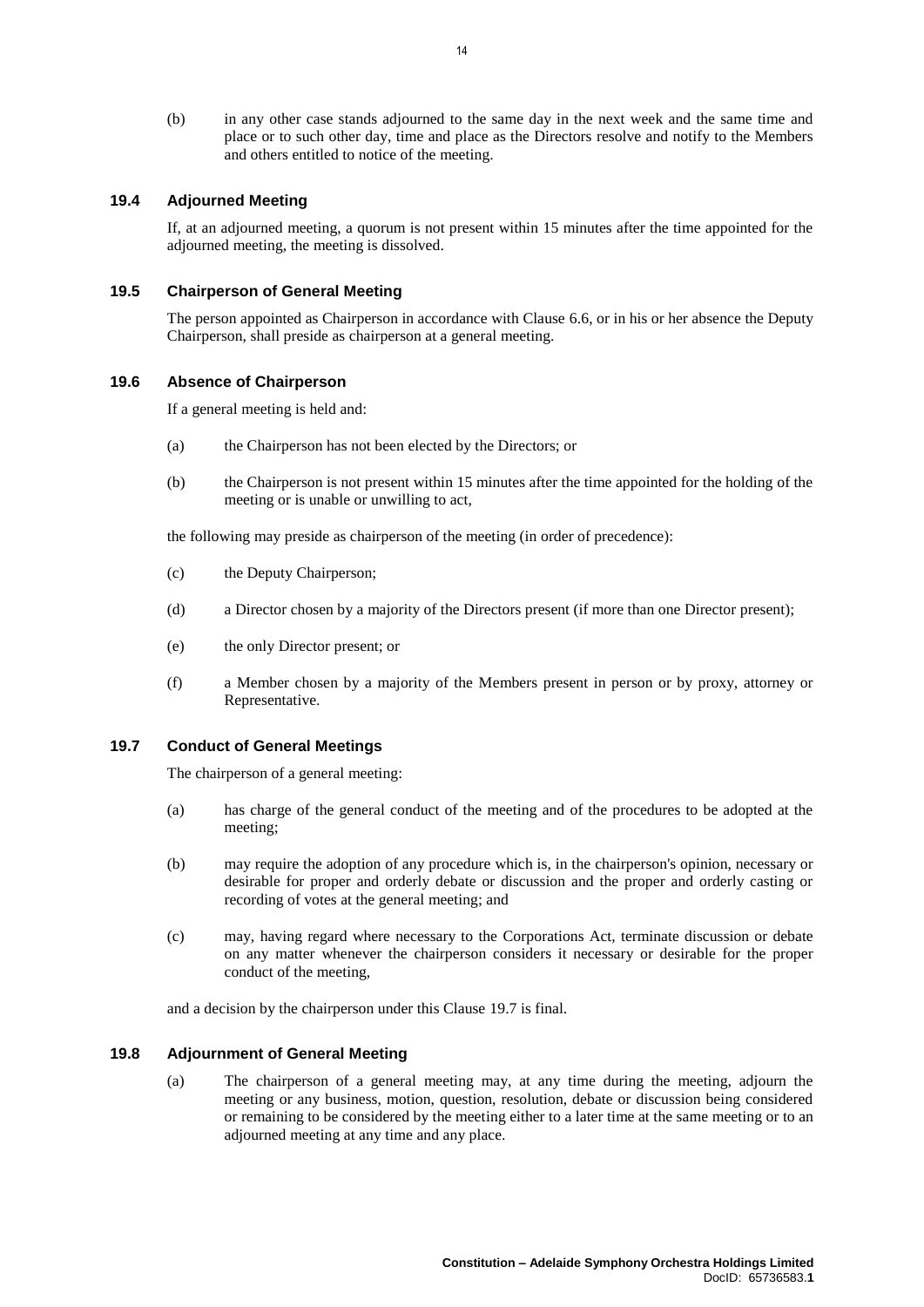(b) in any other case stands adjourned to the same day in the next week and the same time and place or to such other day, time and place as the Directors resolve and notify to the Members and others entitled to notice of the meeting.

### 19.4 Adjourned Meeting

If, at an adjourned meeting, a quorum is not present within 15 minutes after the time appointed for the adjourned meeting, the meeting is dissolved.

### 19.5 Chairperson of General Meeting

The person appointed as Chairperson in accordance with Clause 6.6, or in his or her absence the Deputy Chairperson, shall preside as chairperson at a general meeting.

### 19.6 Absence of Chairperson

If a general meeting is held and:

(a) the Chairperson has not been elected by the Directors; or

(b) the Chairperson is not present within 15 minutes after the time appointed for the holding of the meeting or is unable or unwilling to act,

the following may preside as chairperson of the meeting (in order of precedence):

(c) the Deputy Chairperson;

(d) a Director chosen by a majority of the Directors present (if more than one Director present);

(e) the only Director present; or

(f) a Member chosen by a majority of the Members present in person or by proxy, attorney or Representative.

### 19.7 Conduct of General Meetings

The chairperson of a general meeting:

(a) has charge of the general conduct of the meeting and of the procedures to be adopted at the meeting;

(b) may require the adoption of any procedure which is, in the chairperson's opinion, necessary or desirable for proper and orderly debate or discussion and the proper and orderly casting or recording of votes at the general meeting; and

(c) may, having regard where necessary to the Corporations Act, terminate discussion or debate on any matter whenever the chairperson considers it necessary or desirable for the proper conduct of the meeting,

and a decision by the chairperson under this Clause 19.7 is final.

### 19.8 Adjournment of General Meeting

(a) The chairperson of a general meeting may, at any time during the meeting, adjourn the meeting or any business, motion, question, resolution, debate or discussion being considered or remaining to be considered by the meeting either to a later time at the same meeting or to an adjourned meeting at any time and any place.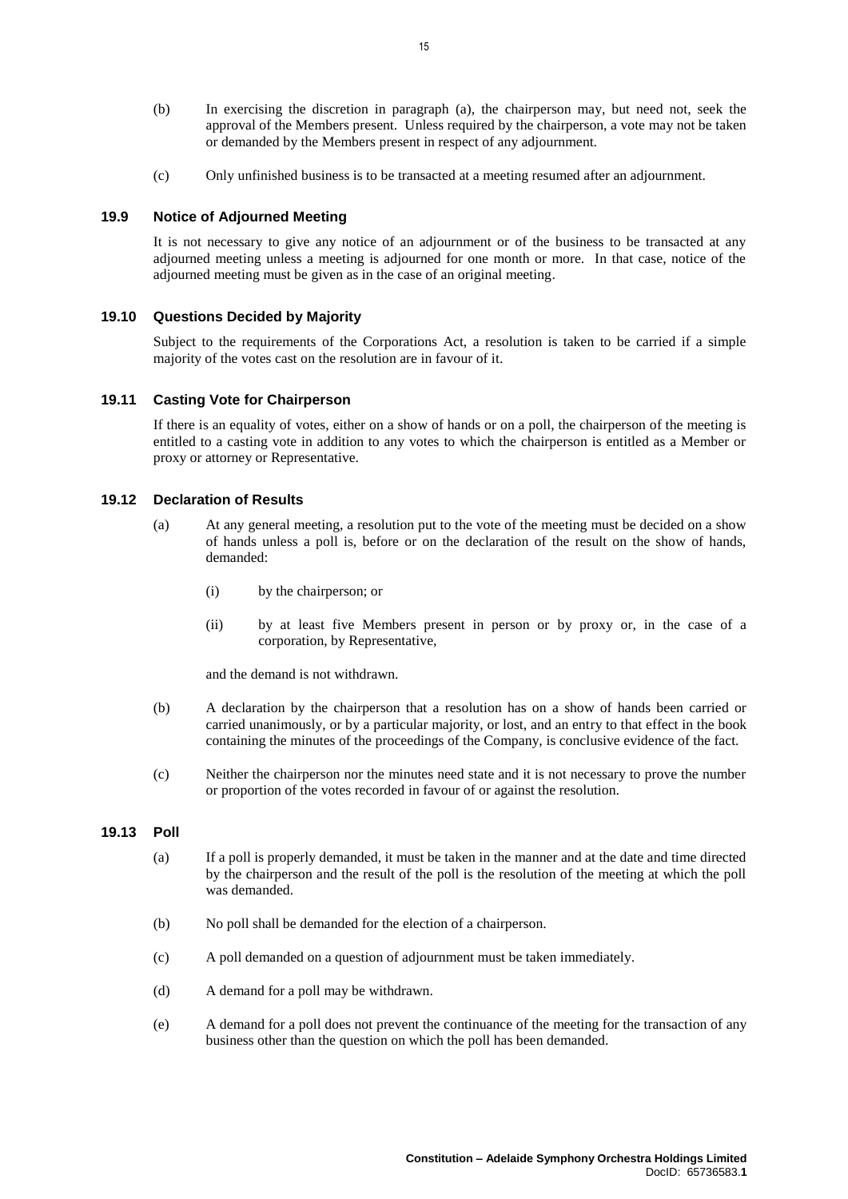(b) In exercising the discretion in paragraph (a), the chairperson may, but need not, seek the approval of the Members present. Unless required by the chairperson, a vote may not be taken or demanded by the Members present in respect of any adjournment.

(c) Only unfinished business is to be transacted at a meeting resumed after an adjournment.

### 19.9 Notice of Adjourned Meeting

It is not necessary to give any notice of an adjournment or of the business to be transacted at any adjourned meeting unless a meeting is adjourned for one month or more. In that case, notice of the adjourned meeting must be given as in the case of an original meeting.

### 19.10 Questions Decided by Majority

Subject to the requirements of the Corporations Act, a resolution is taken to be carried if a simple majority of the votes cast on the resolution are in favour of it.

### 19.11 Casting Vote for Chairperson

If there is an equality of votes, either on a show of hands or on a poll, the chairperson of the meeting is entitled to a casting vote in addition to any votes to which the chairperson is entitled as a Member or proxy or attorney or Representative.

### 19.12 Declaration of Results

(a) At any general meeting, a resolution put to the vote of the meeting must be decided on a show of hands unless a poll is, before or on the declaration of the result on the show of hands, demanded:

(i) by the chairperson; or

(ii) by at least five Members present in person or by proxy or, in the case of a corporation, by Representative,

and the demand is not withdrawn.

(b) A declaration by the chairperson that a resolution has on a show of hands been carried or carried unanimously, or by a particular majority, or lost, and an entry to that effect in the book containing the minutes of the proceedings of the Company, is conclusive evidence of the fact.

(c) Neither the chairperson nor the minutes need state and it is not necessary to prove the number or proportion of the votes recorded in favour of or against the resolution.

### 19.13 Poll

(a) If a poll is properly demanded, it must be taken in the manner and at the date and time directed by the chairperson and the result of the poll is the resolution of the meeting at which the poll was demanded.

(b) No poll shall be demanded for the election of a chairperson.

(c) A poll demanded on a question of adjournment must be taken immediately.

(d) A demand for a poll may be withdrawn.

(e) A demand for a poll does not prevent the continuance of the meeting for the transaction of any business other than the question on which the poll has been demanded.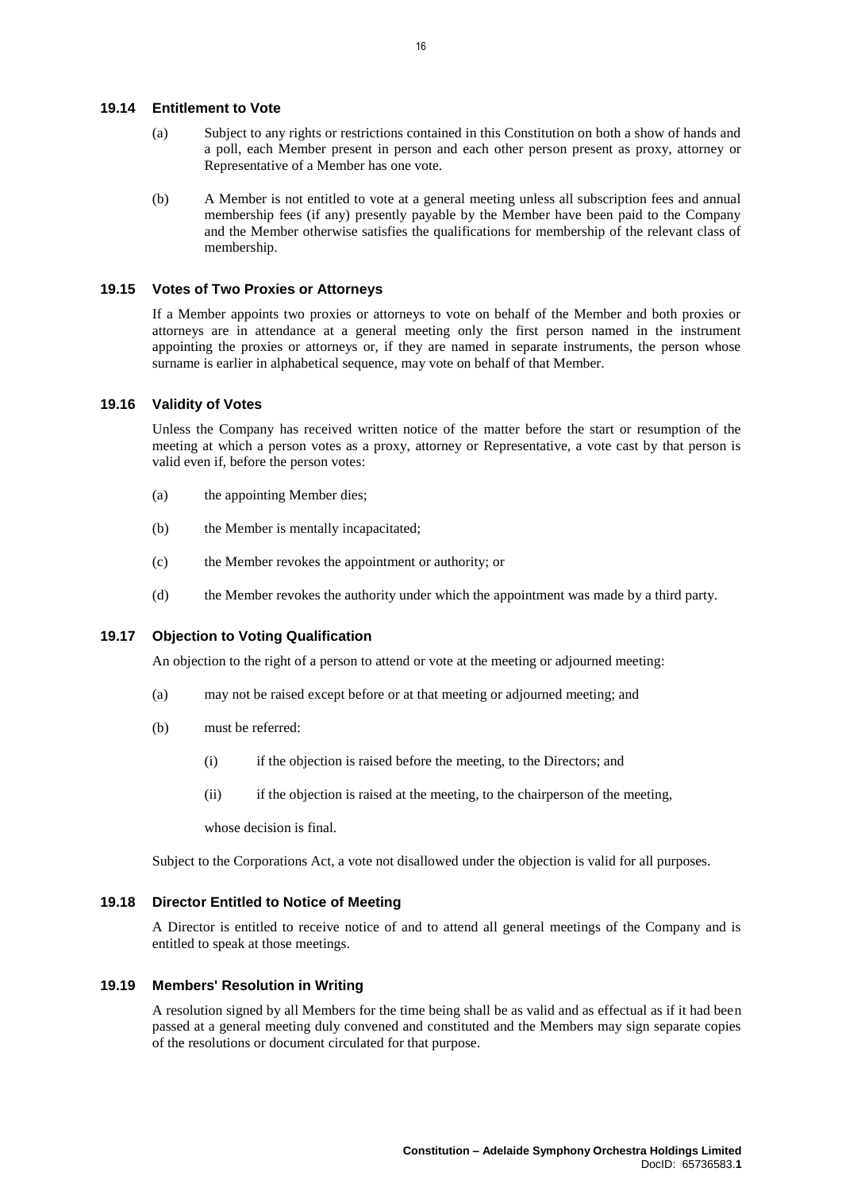### 19.14 Entitlement to Vote

(a) Subject to any rights or restrictions contained in this Constitution on both a show of hands and a poll, each Member present in person and each other person present as proxy, attorney or Representative of a Member has one vote.

(b) A Member is not entitled to vote at a general meeting unless all subscription fees and annual membership fees (if any) presently payable by the Member have been paid to the Company and the Member otherwise satisfies the qualifications for membership of the relevant class of membership.

### 19.15 Votes of Two Proxies or Attorneys

If a Member appoints two proxies or attorneys to vote on behalf of the Member and both proxies or attorneys are in attendance at a general meeting only the first person named in the instrument appointing the proxies or attorneys or, if they are named in separate instruments, the person whose surname is earlier in alphabetical sequence, may vote on behalf of that Member.

### 19.16 Validity of Votes

Unless the Company has received written notice of the matter before the start or resumption of the meeting at which a person votes as a proxy, attorney or Representative, a vote cast by that person is valid even if, before the person votes:

(a) the appointing Member dies;

(b) the Member is mentally incapacitated;

(c) the Member revokes the appointment or authority; or

(d) the Member revokes the authority under which the appointment was made by a third party.

### 19.17 Objection to Voting Qualification

An objection to the right of a person to attend or vote at the meeting or adjourned meeting:

(a) may not be raised except before or at that meeting or adjourned meeting; and

(b) must be referred:

   (i) if the objection is raised before the meeting, to the Directors; and

   (ii) if the objection is raised at the meeting, to the chairperson of the meeting,

   whose decision is final.

Subject to the Corporations Act, a vote not disallowed under the objection is valid for all purposes.

### 19.18 Director Entitled to Notice of Meeting

A Director is entitled to receive notice of and to attend all general meetings of the Company and is entitled to speak at those meetings.

### 19.19 Members' Resolution in Writing

A resolution signed by all Members for the time being shall be as valid and as effectual as if it had been passed at a general meeting duly convened and constituted and the Members may sign separate copies of the resolutions or document circulated for that purpose.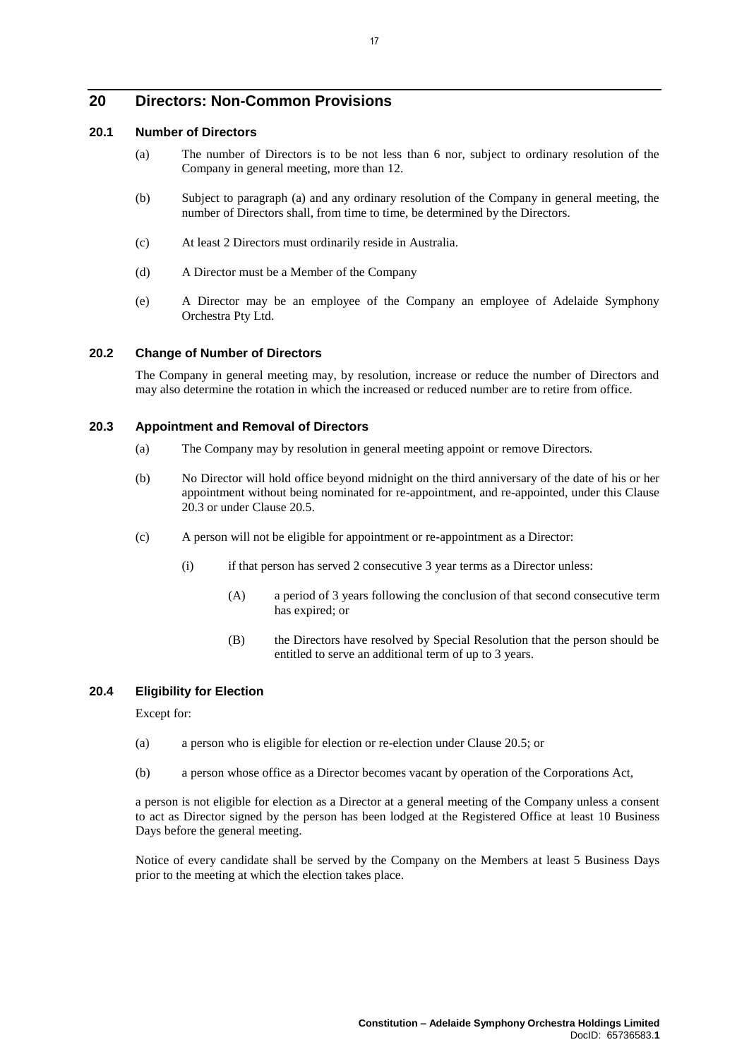## 20 Directors: Non-Common Provisions

### 20.1 Number of Directors

(a) The number of Directors is to be not less than 6 nor, subject to ordinary resolution of the Company in general meeting, more than 12.

(b) Subject to paragraph (a) and any ordinary resolution of the Company in general meeting, the number of Directors shall, from time to time, be determined by the Directors.

(c) At least 2 Directors must ordinarily reside in Australia.

(d) A Director must be a Member of the Company

(e) A Director may be an employee of the Company an employee of Adelaide Symphony Orchestra Pty Ltd.

### 20.2 Change of Number of Directors

The Company in general meeting may, by resolution, increase or reduce the number of Directors and may also determine the rotation in which the increased or reduced number are to retire from office.

### 20.3 Appointment and Removal of Directors

(a) The Company may by resolution in general meeting appoint or remove Directors.

(b) No Director will hold office beyond midnight on the third anniversary of the date of his or her appointment without being nominated for re-appointment, and re-appointed, under this Clause 20.3 or under Clause 20.5.

(c) A person will not be eligible for appointment or re-appointment as a Director:

(i) if that person has served 2 consecutive 3 year terms as a Director unless:

(A) a period of 3 years following the conclusion of that second consecutive term has expired; or

(B) the Directors have resolved by Special Resolution that the person should be entitled to serve an additional term of up to 3 years.

### 20.4 Eligibility for Election

Except for:

(a) a person who is eligible for election or re-election under Clause 20.5; or

(b) a person whose office as a Director becomes vacant by operation of the Corporations Act,

a person is not eligible for election as a Director at a general meeting of the Company unless a consent to act as Director signed by the person has been lodged at the Registered Office at least 10 Business Days before the general meeting.

Notice of every candidate shall be served by the Company on the Members at least 5 Business Days prior to the meeting at which the election takes place.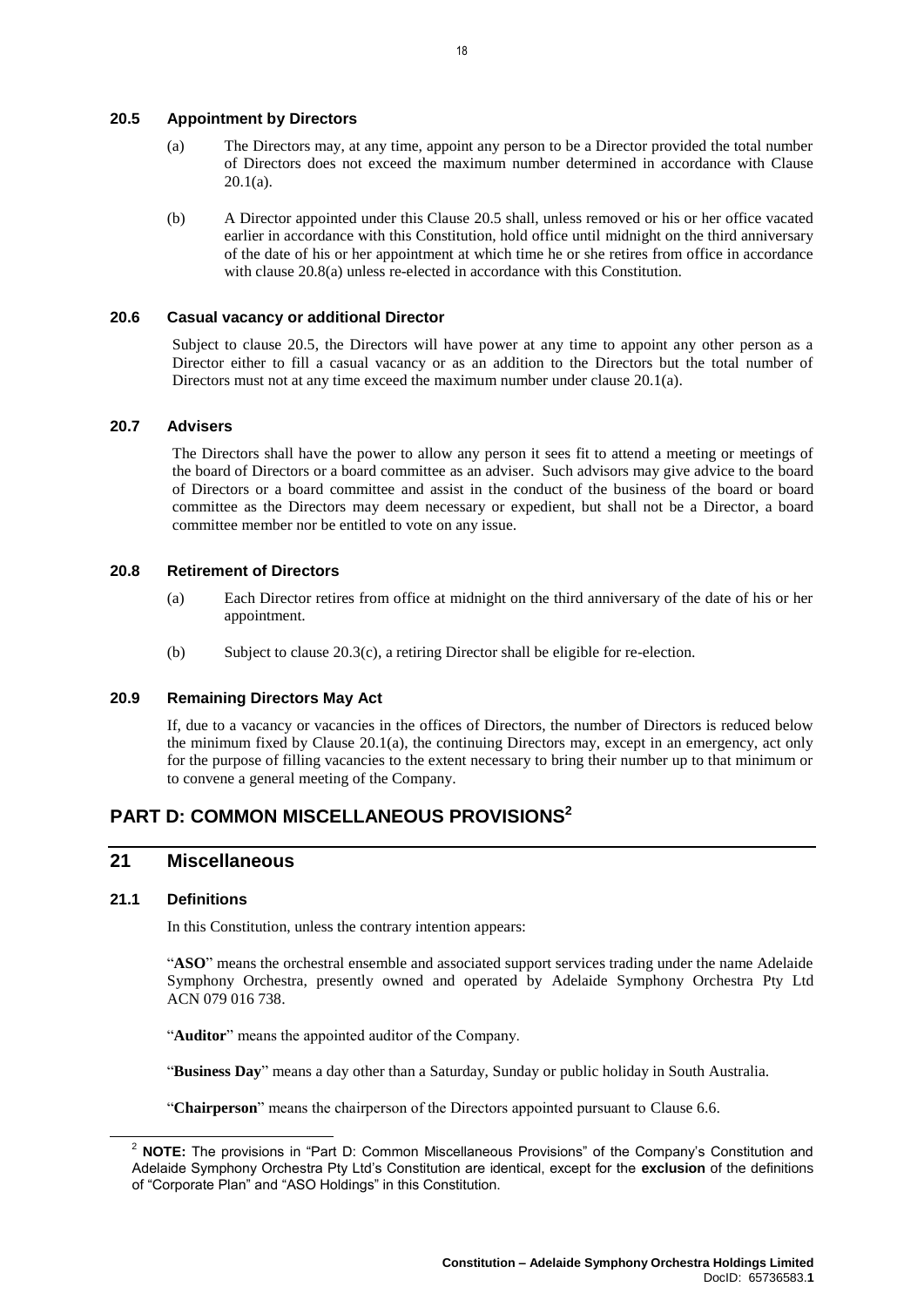### 20.5 Appointment by Directors

(a) The Directors may, at any time, appoint any person to be a Director provided the total number of Directors does not exceed the maximum number determined in accordance with Clause 20.1(a).

(b) A Director appointed under this Clause 20.5 shall, unless removed or his or her office vacated earlier in accordance with this Constitution, hold office until midnight on the third anniversary of the date of his or her appointment at which time he or she retires from office in accordance with clause 20.8(a) unless re-elected in accordance with this Constitution.

### 20.6 Casual vacancy or additional Director

Subject to clause 20.5, the Directors will have power at any time to appoint any other person as a Director either to fill a casual vacancy or as an addition to the Directors but the total number of Directors must not at any time exceed the maximum number under clause 20.1(a).

### 20.7 Advisers

The Directors shall have the power to allow any person it sees fit to attend a meeting or meetings of the board of Directors or a board committee as an adviser. Such advisors may give advice to the board of Directors or a board committee and assist in the conduct of the business of the board or board committee as the Directors may deem necessary or expedient, but shall not be a Director, a board committee member nor be entitled to vote on any issue.

### 20.8 Retirement of Directors

(a) Each Director retires from office at midnight on the third anniversary of the date of his or her appointment.

(b) Subject to clause 20.3(c), a retiring Director shall be eligible for re-election.

### 20.9 Remaining Directors May Act

If, due to a vacancy or vacancies in the offices of Directors, the number of Directors is reduced below the minimum fixed by Clause 20.1(a), the continuing Directors may, except in an emergency, act only for the purpose of filling vacancies to the extent necessary to bring their number up to that minimum or to convene a general meeting of the Company.

# PART D: COMMON MISCELLANEOUS PROVISIONS[2]

## 21 Miscellaneous

### 21.1 Definitions

In this Constitution, unless the contrary intention appears:

"**ASO**" means the orchestral ensemble and associated support services trading under the name Adelaide Symphony Orchestra, presently owned and operated by Adelaide Symphony Orchestra Pty Ltd ACN 079 016 738.

"**Auditor**" means the appointed auditor of the Company.

"**Business Day**" means a day other than a Saturday, Sunday or public holiday in South Australia.

"**Chairperson**" means the chairperson of the Directors appointed pursuant to Clause 6.6.

[2] **NOTE:** The provisions in "Part D: Common Miscellaneous Provisions" of the Company's Constitution and Adelaide Symphony Orchestra Pty Ltd's Constitution are identical, except for the **exclusion** of the definitions of "Corporate Plan" and "ASO Holdings" in this Constitution.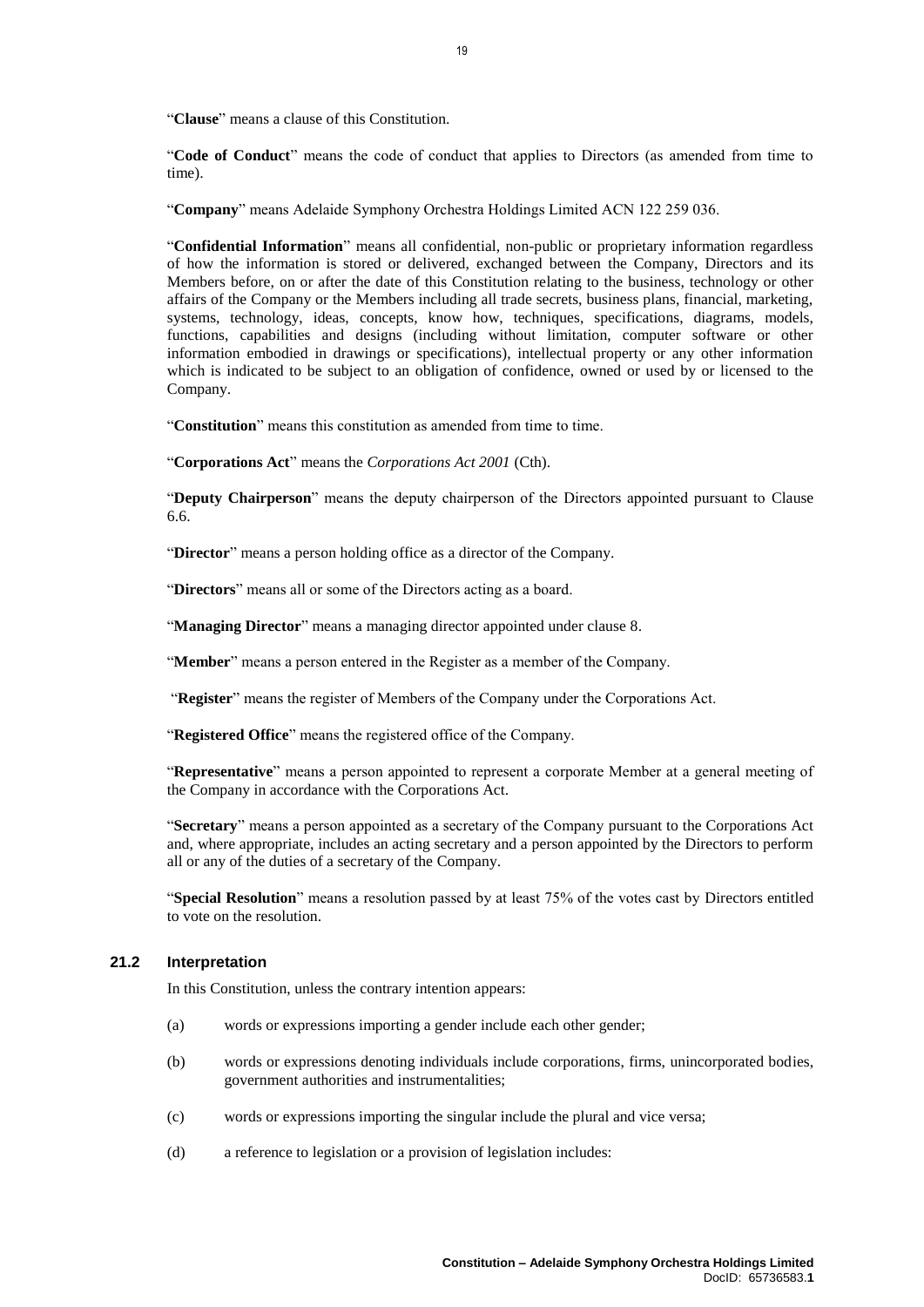"**Clause**" means a clause of this Constitution.

"**Code of Conduct**" means the code of conduct that applies to Directors (as amended from time to time).

"**Company**" means Adelaide Symphony Orchestra Holdings Limited ACN 122 259 036.

"**Confidential Information**" means all confidential, non-public or proprietary information regardless of how the information is stored or delivered, exchanged between the Company, Directors and its Members before, on or after the date of this Constitution relating to the business, technology or other affairs of the Company or the Members including all trade secrets, business plans, financial, marketing, systems, technology, ideas, concepts, know how, techniques, specifications, diagrams, models, functions, capabilities and designs (including without limitation, computer software or other information embodied in drawings or specifications), intellectual property or any other information which is indicated to be subject to an obligation of confidence, owned or used by or licensed to the Company.

"**Constitution**" means this constitution as amended from time to time.

"**Corporations Act**" means the *Corporations Act 2001* (Cth).

"**Deputy Chairperson**" means the deputy chairperson of the Directors appointed pursuant to Clause 6.6.

"**Director**" means a person holding office as a director of the Company.

"**Directors**" means all or some of the Directors acting as a board.

"**Managing Director**" means a managing director appointed under clause 8.

"**Member**" means a person entered in the Register as a member of the Company.

"**Register**" means the register of Members of the Company under the Corporations Act.

"**Registered Office**" means the registered office of the Company.

"**Representative**" means a person appointed to represent a corporate Member at a general meeting of the Company in accordance with the Corporations Act.

"**Secretary**" means a person appointed as a secretary of the Company pursuant to the Corporations Act and, where appropriate, includes an acting secretary and a person appointed by the Directors to perform all or any of the duties of a secretary of the Company.

"**Special Resolution**" means a resolution passed by at least 75% of the votes cast by Directors entitled to vote on the resolution.

### 21.2 Interpretation

In this Constitution, unless the contrary intention appears:

(a) words or expressions importing a gender include each other gender;

(b) words or expressions denoting individuals include corporations, firms, unincorporated bodies, government authorities and instrumentalities;

(c) words or expressions importing the singular include the plural and vice versa;

(d) a reference to legislation or a provision of legislation includes: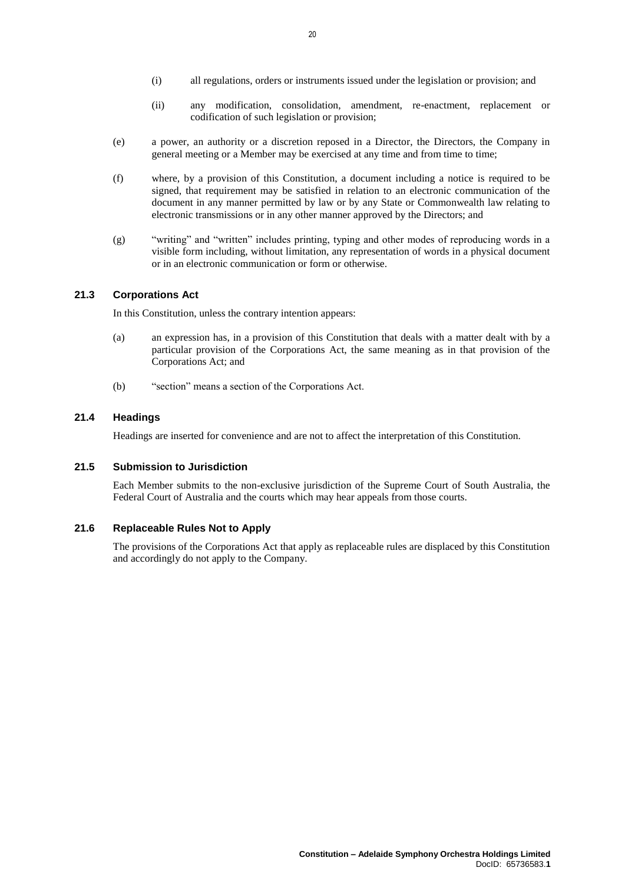(i) all regulations, orders or instruments issued under the legislation or provision; and

(ii) any modification, consolidation, amendment, re-enactment, replacement or codification of such legislation or provision;

(e) a power, an authority or a discretion reposed in a Director, the Directors, the Company in general meeting or a Member may be exercised at any time and from time to time;

(f) where, by a provision of this Constitution, a document including a notice is required to be signed, that requirement may be satisfied in relation to an electronic communication of the document in any manner permitted by law or by any State or Commonwealth law relating to electronic transmissions or in any other manner approved by the Directors; and

(g) "writing" and "written" includes printing, typing and other modes of reproducing words in a visible form including, without limitation, any representation of words in a physical document or in an electronic communication or form or otherwise.

### 21.3 Corporations Act

In this Constitution, unless the contrary intention appears:

(a) an expression has, in a provision of this Constitution that deals with a matter dealt with by a particular provision of the Corporations Act, the same meaning as in that provision of the Corporations Act; and

(b) "section" means a section of the Corporations Act.

### 21.4 Headings

Headings are inserted for convenience and are not to affect the interpretation of this Constitution.

### 21.5 Submission to Jurisdiction

Each Member submits to the non-exclusive jurisdiction of the Supreme Court of South Australia, the Federal Court of Australia and the courts which may hear appeals from those courts.

### 21.6 Replaceable Rules Not to Apply

The provisions of the Corporations Act that apply as replaceable rules are displaced by this Constitution and accordingly do not apply to the Company.